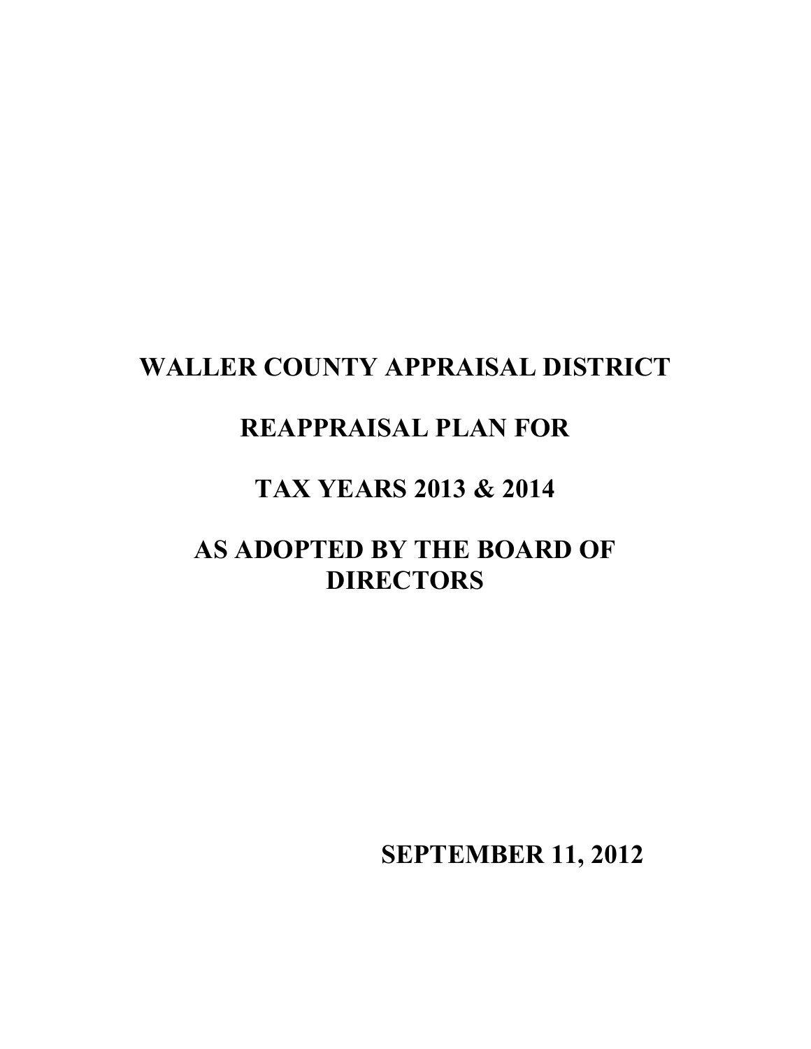# WALLER COUNTY APPRAISAL DISTRICT

# REAPPRAISAL PLAN FOR

# TAX YEARS 2013 & 2014

# AS ADOPTED BY THE BOARD OF DIRECTORS

**SEPTEMBER 11, 2012**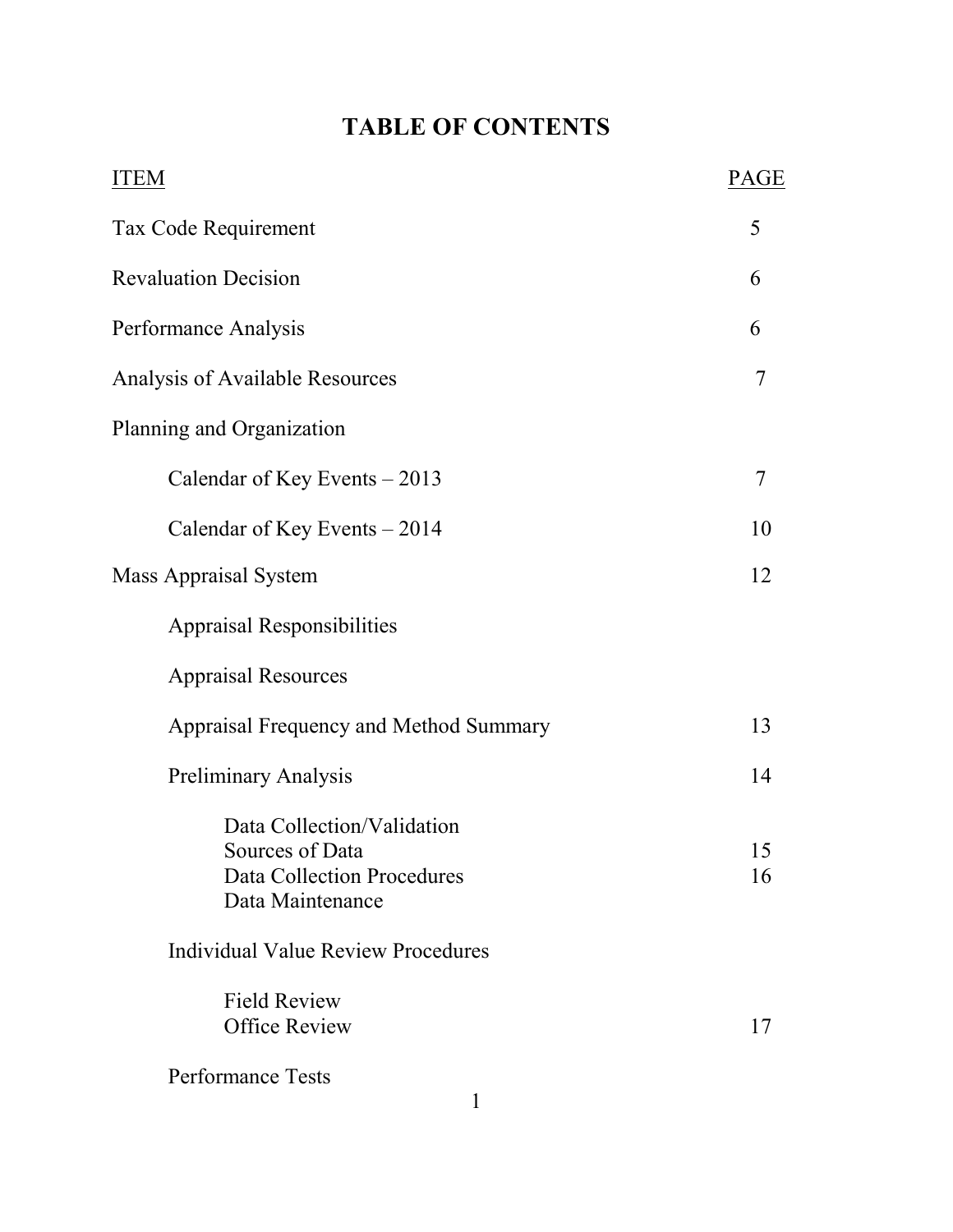# TABLE OF CONTENTS

| ITEM | PAGE |
|---|---|
| Tax Code Requirement | 5 |
| Revaluation Decision | 6 |
| Performance Analysis | 6 |
| Analysis of Available Resources | 7 |
| Planning and Organization | |
| Calendar of Key Events – 2013 | 7 |
| Calendar of Key Events – 2014 | 10 |
| Mass Appraisal System | 12 |
| Appraisal Responsibilities | |
| Appraisal Resources | |
| Appraisal Frequency and Method Summary | 13 |
| Preliminary Analysis | 14 |
| Data Collection/Validation | |
| Sources of Data | 15 |
| Data Collection Procedures | 16 |
| Data Maintenance | |
| Individual Value Review Procedures | |
| Field Review | |
| Office Review | 17 |
| Performance Tests | |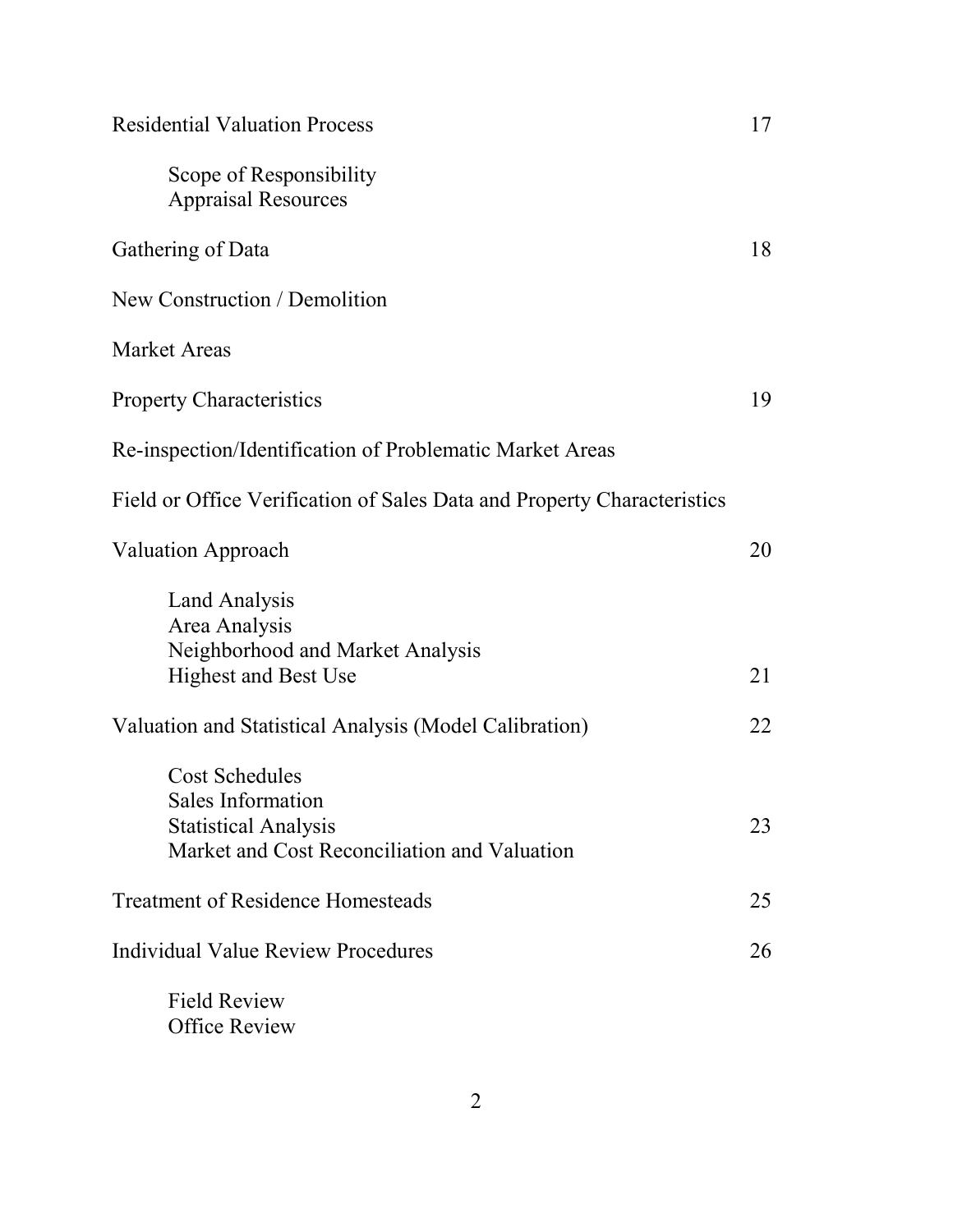| | |
|---|---|
| Residential Valuation Process | 17 |
| &nbsp;&nbsp;&nbsp;&nbsp;Scope of Responsibility | |
| &nbsp;&nbsp;&nbsp;&nbsp;Appraisal Resources | |
| Gathering of Data | 18 |
| New Construction / Demolition | |
| Market Areas | |
| Property Characteristics | 19 |
| Re-inspection/Identification of Problematic Market Areas | |
| Field or Office Verification of Sales Data and Property Characteristics | |
| Valuation Approach | 20 |
| &nbsp;&nbsp;&nbsp;&nbsp;Land Analysis | |
| &nbsp;&nbsp;&nbsp;&nbsp;Area Analysis | |
| &nbsp;&nbsp;&nbsp;&nbsp;Neighborhood and Market Analysis | |
| &nbsp;&nbsp;&nbsp;&nbsp;Highest and Best Use | 21 |
| Valuation and Statistical Analysis (Model Calibration) | 22 |
| &nbsp;&nbsp;&nbsp;&nbsp;Cost Schedules | |
| &nbsp;&nbsp;&nbsp;&nbsp;Sales Information | |
| &nbsp;&nbsp;&nbsp;&nbsp;Statistical Analysis | 23 |
| &nbsp;&nbsp;&nbsp;&nbsp;Market and Cost Reconciliation and Valuation | |
| Treatment of Residence Homesteads | 25 |
| Individual Value Review Procedures | 26 |
| &nbsp;&nbsp;&nbsp;&nbsp;Field Review | |
| &nbsp;&nbsp;&nbsp;&nbsp;Office Review | |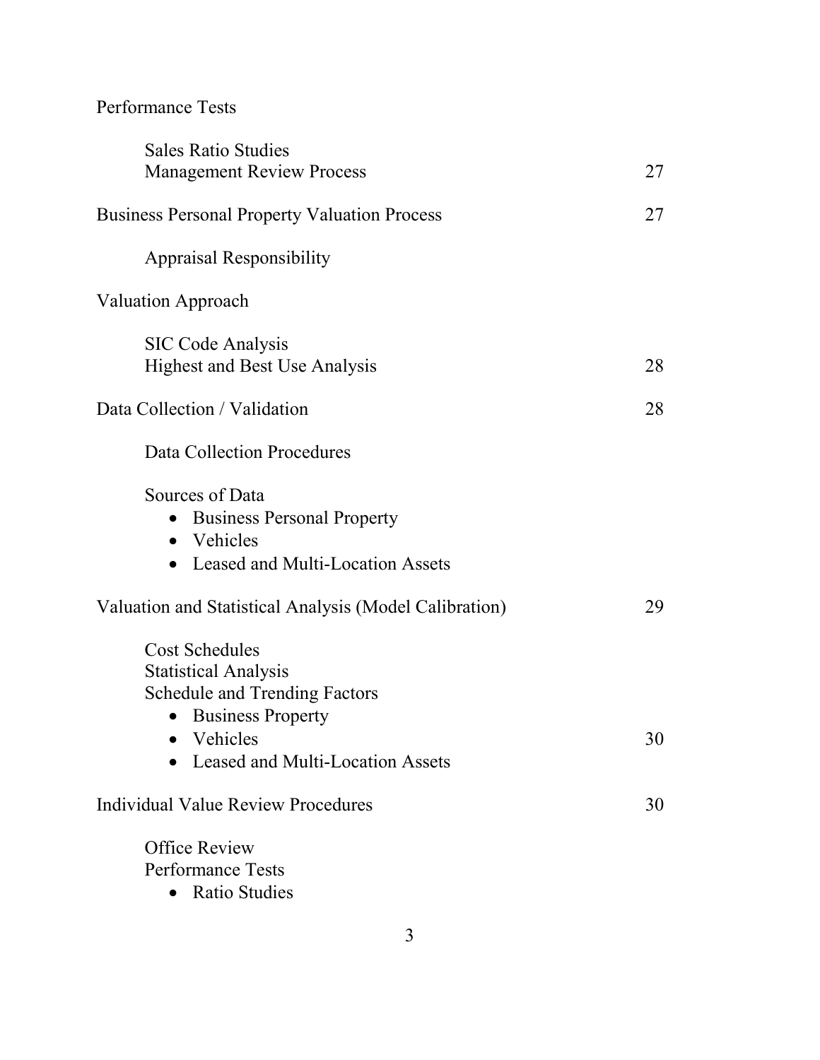Performance Tests

| | |
|---|---|
| &nbsp;&nbsp;&nbsp;&nbsp;Sales Ratio Studies<br>&nbsp;&nbsp;&nbsp;&nbsp;Management Review Process | 27 |
| Business Personal Property Valuation Process | 27 |
| &nbsp;&nbsp;&nbsp;&nbsp;Appraisal Responsibility | |
| Valuation Approach | |
| &nbsp;&nbsp;&nbsp;&nbsp;SIC Code Analysis<br>&nbsp;&nbsp;&nbsp;&nbsp;Highest and Best Use Analysis | 28 |
| Data Collection / Validation | 28 |
| &nbsp;&nbsp;&nbsp;&nbsp;Data Collection Procedures | |
| &nbsp;&nbsp;&nbsp;&nbsp;Sources of Data<br>&nbsp;&nbsp;&nbsp;&nbsp;• Business Personal Property<br>&nbsp;&nbsp;&nbsp;&nbsp;• Vehicles<br>&nbsp;&nbsp;&nbsp;&nbsp;• Leased and Multi-Location Assets | |
| Valuation and Statistical Analysis (Model Calibration) | 29 |
| &nbsp;&nbsp;&nbsp;&nbsp;Cost Schedules<br>&nbsp;&nbsp;&nbsp;&nbsp;Statistical Analysis<br>&nbsp;&nbsp;&nbsp;&nbsp;Schedule and Trending Factors<br>&nbsp;&nbsp;&nbsp;&nbsp;• Business Property<br>&nbsp;&nbsp;&nbsp;&nbsp;• Vehicles<br>&nbsp;&nbsp;&nbsp;&nbsp;• Leased and Multi-Location Assets | 30 |
| Individual Value Review Procedures | 30 |
| &nbsp;&nbsp;&nbsp;&nbsp;Office Review<br>&nbsp;&nbsp;&nbsp;&nbsp;Performance Tests<br>&nbsp;&nbsp;&nbsp;&nbsp;• Ratio Studies | |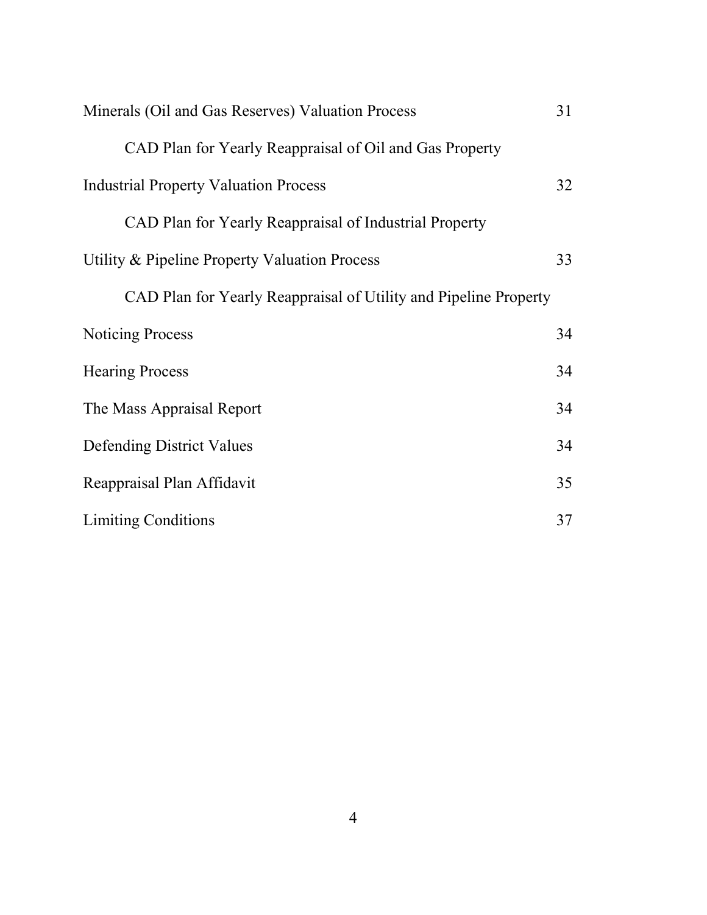| | |
|---|---|
| Minerals (Oil and Gas Reserves) Valuation Process | 31 |
| CAD Plan for Yearly Reappraisal of Oil and Gas Property | |
| Industrial Property Valuation Process | 32 |
| CAD Plan for Yearly Reappraisal of Industrial Property | |
| Utility & Pipeline Property Valuation Process | 33 |
| CAD Plan for Yearly Reappraisal of Utility and Pipeline Property | |
| Noticing Process | 34 |
| Hearing Process | 34 |
| The Mass Appraisal Report | 34 |
| Defending District Values | 34 |
| Reappraisal Plan Affidavit | 35 |
| Limiting Conditions | 37 |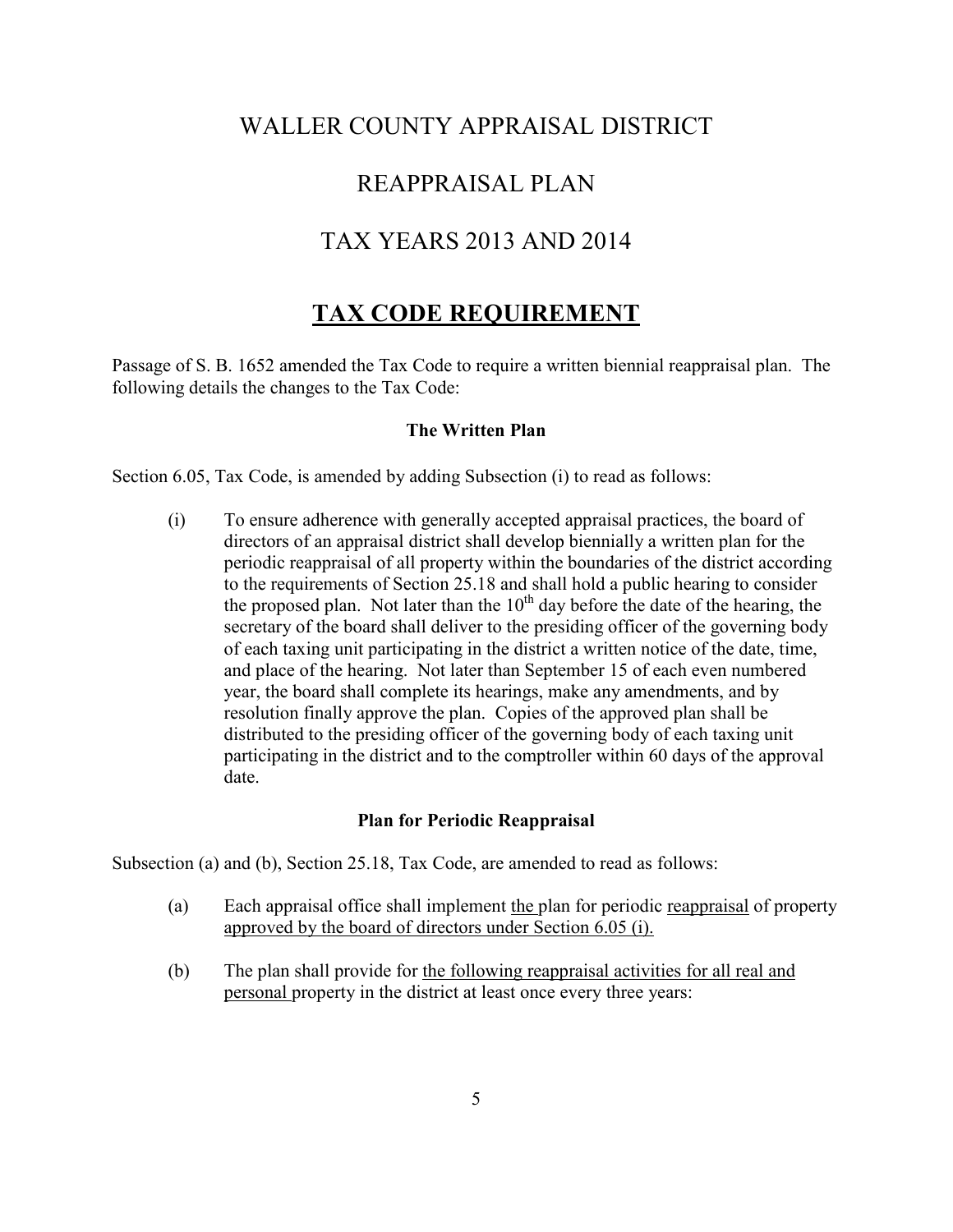# WALLER COUNTY APPRAISAL DISTRICT

# REAPPRAISAL PLAN

# TAX YEARS 2013 AND 2014

## <u>TAX CODE REQUIREMENT</u>

Passage of S. B. 1652 amended the Tax Code to require a written biennial reappraisal plan. The following details the changes to the Tax Code:

### The Written Plan

Section 6.05, Tax Code, is amended by adding Subsection (i) to read as follows:

> (i) To ensure adherence with generally accepted appraisal practices, the board of directors of an appraisal district shall develop biennially a written plan for the periodic reappraisal of all property within the boundaries of the district according to the requirements of Section 25.18 and shall hold a public hearing to consider the proposed plan. Not later than the 10th day before the date of the hearing, the secretary of the board shall deliver to the presiding officer of the governing body of each taxing unit participating in the district a written notice of the date, time, and place of the hearing. Not later than September 15 of each even numbered year, the board shall complete its hearings, make any amendments, and by resolution finally approve the plan. Copies of the approved plan shall be distributed to the presiding officer of the governing body of each taxing unit participating in the district and to the comptroller within 60 days of the approval date.

### Plan for Periodic Reappraisal

Subsection (a) and (b), Section 25.18, Tax Code, are amended to read as follows:

> (a) Each appraisal office shall implement <u>the</u> plan for periodic <u>reappraisal</u> of property <u>approved by the board of directors under Section 6.05 (i).</u>
>
> (b) The plan shall provide for <u>the following reappraisal activities for all real and personal</u> property in the district at least once every three years: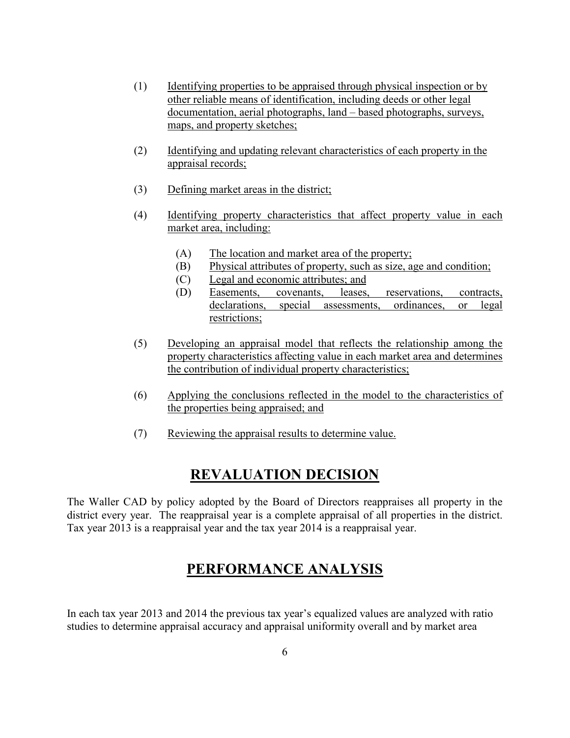(1) Identifying properties to be appraised through physical inspection or by other reliable means of identification, including deeds or other legal documentation, aerial photographs, land – based photographs, surveys, maps, and property sketches;

(2) Identifying and updating relevant characteristics of each property in the appraisal records;

(3) Defining market areas in the district;

(4) Identifying property characteristics that affect property value in each market area, including:

   (A) The location and market area of the property;
   (B) Physical attributes of property, such as size, age and condition;
   (C) Legal and economic attributes; and
   (D) Easements, covenants, leases, reservations, contracts, declarations, special assessments, ordinances, or legal restrictions;

(5) Developing an appraisal model that reflects the relationship among the property characteristics affecting value in each market area and determines the contribution of individual property characteristics;

(6) Applying the conclusions reflected in the model to the characteristics of the properties being appraised; and

(7) Reviewing the appraisal results to determine value.

## REVALUATION DECISION

The Waller CAD by policy adopted by the Board of Directors reappraises all property in the district every year. The reappraisal year is a complete appraisal of all properties in the district. Tax year 2013 is a reappraisal year and the tax year 2014 is a reappraisal year.

## PERFORMANCE ANALYSIS

In each tax year 2013 and 2014 the previous tax year's equalized values are analyzed with ratio studies to determine appraisal accuracy and appraisal uniformity overall and by market area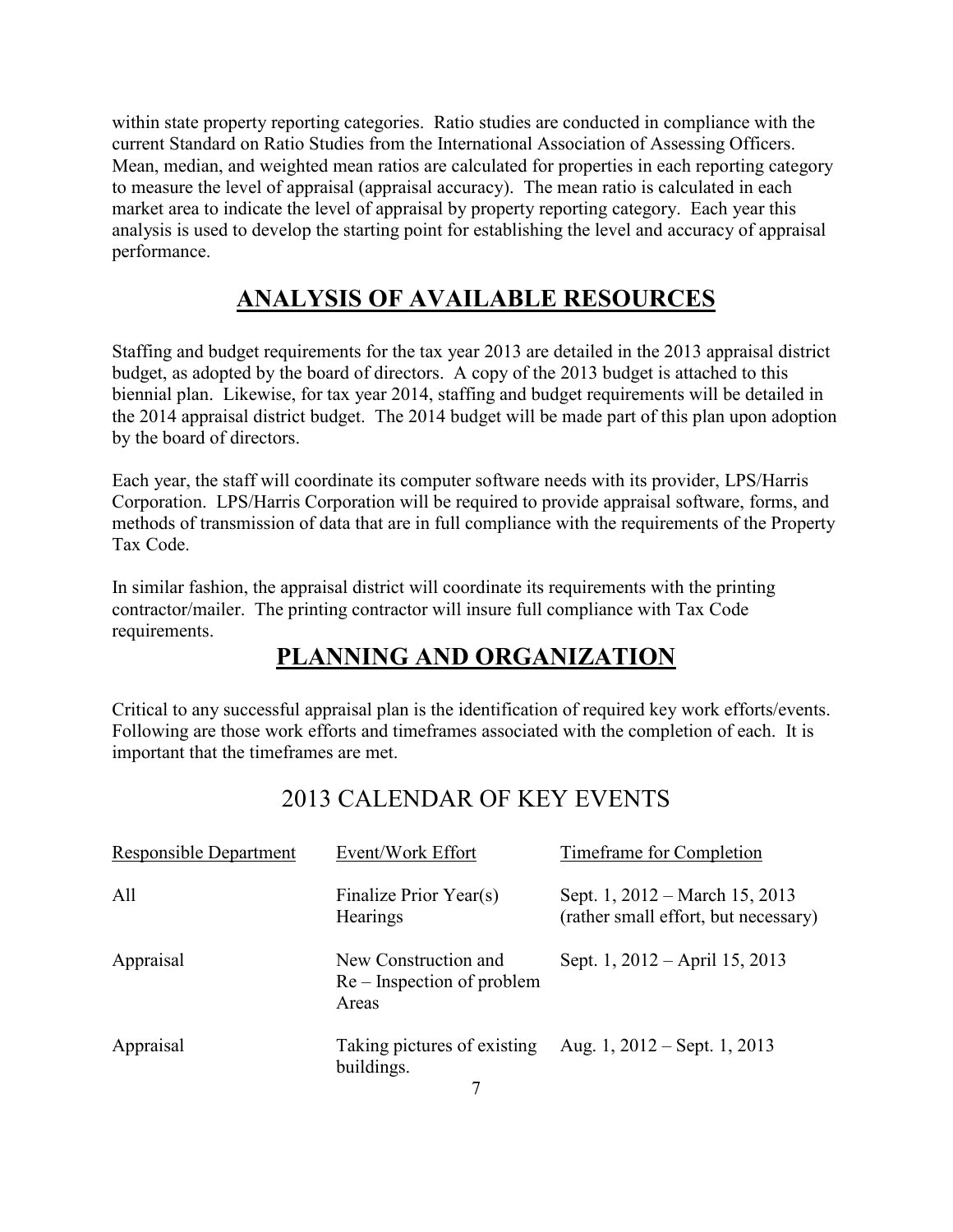within state property reporting categories. Ratio studies are conducted in compliance with the current Standard on Ratio Studies from the International Association of Assessing Officers. Mean, median, and weighted mean ratios are calculated for properties in each reporting category to measure the level of appraisal (appraisal accuracy). The mean ratio is calculated in each market area to indicate the level of appraisal by property reporting category. Each year this analysis is used to develop the starting point for establishing the level and accuracy of appraisal performance.

## ANALYSIS OF AVAILABLE RESOURCES

Staffing and budget requirements for the tax year 2013 are detailed in the 2013 appraisal district budget, as adopted by the board of directors. A copy of the 2013 budget is attached to this biennial plan. Likewise, for tax year 2014, staffing and budget requirements will be detailed in the 2014 appraisal district budget. The 2014 budget will be made part of this plan upon adoption by the board of directors.

Each year, the staff will coordinate its computer software needs with its provider, LPS/Harris Corporation. LPS/Harris Corporation will be required to provide appraisal software, forms, and methods of transmission of data that are in full compliance with the requirements of the Property Tax Code.

In similar fashion, the appraisal district will coordinate its requirements with the printing contractor/mailer. The printing contractor will insure full compliance with Tax Code requirements.

## PLANNING AND ORGANIZATION

Critical to any successful appraisal plan is the identification of required key work efforts/events. Following are those work efforts and timeframes associated with the completion of each. It is important that the timeframes are met.

### 2013 CALENDAR OF KEY EVENTS

| Responsible Department | Event/Work Effort | Timeframe for Completion |
|---|---|---|
| All | Finalize Prior Year(s) Hearings | Sept. 1, 2012 – March 15, 2013 (rather small effort, but necessary) |
| Appraisal | New Construction and Re – Inspection of problem Areas | Sept. 1, 2012 – April 15, 2013 |
| Appraisal | Taking pictures of existing buildings. | Aug. 1, 2012 – Sept. 1, 2013 |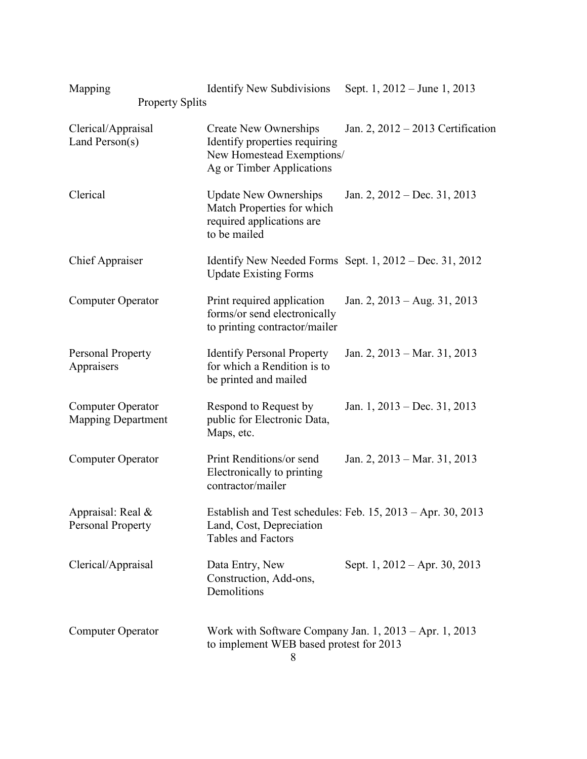| | | |
|---|---|---|
| Mapping Property Splits | Identify New Subdivisions | Sept. 1, 2012 – June 1, 2013 |
| Clerical/Appraisal Land Person(s) | Create New Ownerships Identify properties requiring New Homestead Exemptions/ Ag or Timber Applications | Jan. 2, 2012 – 2013 Certification |
| Clerical | Update New Ownerships Match Properties for which required applications are to be mailed | Jan. 2, 2012 – Dec. 31, 2013 |
| Chief Appraiser | Identify New Needed Forms Update Existing Forms | Sept. 1, 2012 – Dec. 31, 2012 |
| Computer Operator | Print required application forms/or send electronically to printing contractor/mailer | Jan. 2, 2013 – Aug. 31, 2013 |
| Personal Property Appraisers | Identify Personal Property for which a Rendition is to be printed and mailed | Jan. 2, 2013 – Mar. 31, 2013 |
| Computer Operator Mapping Department | Respond to Request by public for Electronic Data, Maps, etc. | Jan. 1, 2013 – Dec. 31, 2013 |
| Computer Operator | Print Renditions/or send Electronically to printing contractor/mailer | Jan. 2, 2013 – Mar. 31, 2013 |
| Appraisal: Real & Personal Property | Establish and Test schedules: Land, Cost, Depreciation Tables and Factors | Feb. 15, 2013 – Apr. 30, 2013 |
| Clerical/Appraisal | Data Entry, New Construction, Add-ons, Demolitions | Sept. 1, 2012 – Apr. 30, 2013 |
| Computer Operator | Work with Software Company to implement WEB based protest for 2013 | Jan. 1, 2013 – Apr. 1, 2013 |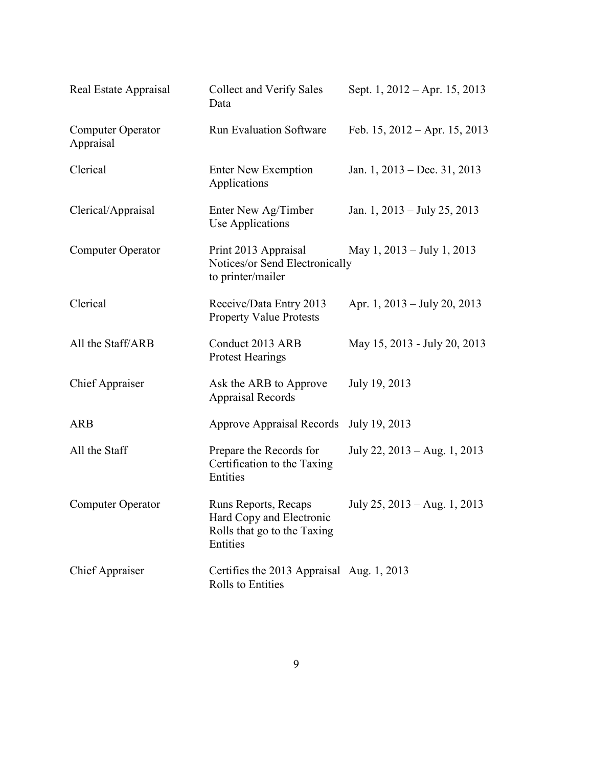| | | |
|---|---|---|
| Real Estate Appraisal | Collect and Verify Sales Data | Sept. 1, 2012 – Apr. 15, 2013 |
| Computer Operator Appraisal | Run Evaluation Software | Feb. 15, 2012 – Apr. 15, 2013 |
| Clerical | Enter New Exemption Applications | Jan. 1, 2013 – Dec. 31, 2013 |
| Clerical/Appraisal | Enter New Ag/Timber Use Applications | Jan. 1, 2013 – July 25, 2013 |
| Computer Operator | Print 2013 Appraisal Notices/or Send Electronically to printer/mailer | May 1, 2013 – July 1, 2013 |
| Clerical | Receive/Data Entry 2013 Property Value Protests | Apr. 1, 2013 – July 20, 2013 |
| All the Staff/ARB | Conduct 2013 ARB Protest Hearings | May 15, 2013 - July 20, 2013 |
| Chief Appraiser | Ask the ARB to Approve Appraisal Records | July 19, 2013 |
| ARB | Approve Appraisal Records | July 19, 2013 |
| All the Staff | Prepare the Records for Certification to the Taxing Entities | July 22, 2013 – Aug. 1, 2013 |
| Computer Operator | Runs Reports, Recaps Hard Copy and Electronic Rolls that go to the Taxing Entities | July 25, 2013 – Aug. 1, 2013 |
| Chief Appraiser | Certifies the 2013 Appraisal Rolls to Entities | Aug. 1, 2013 |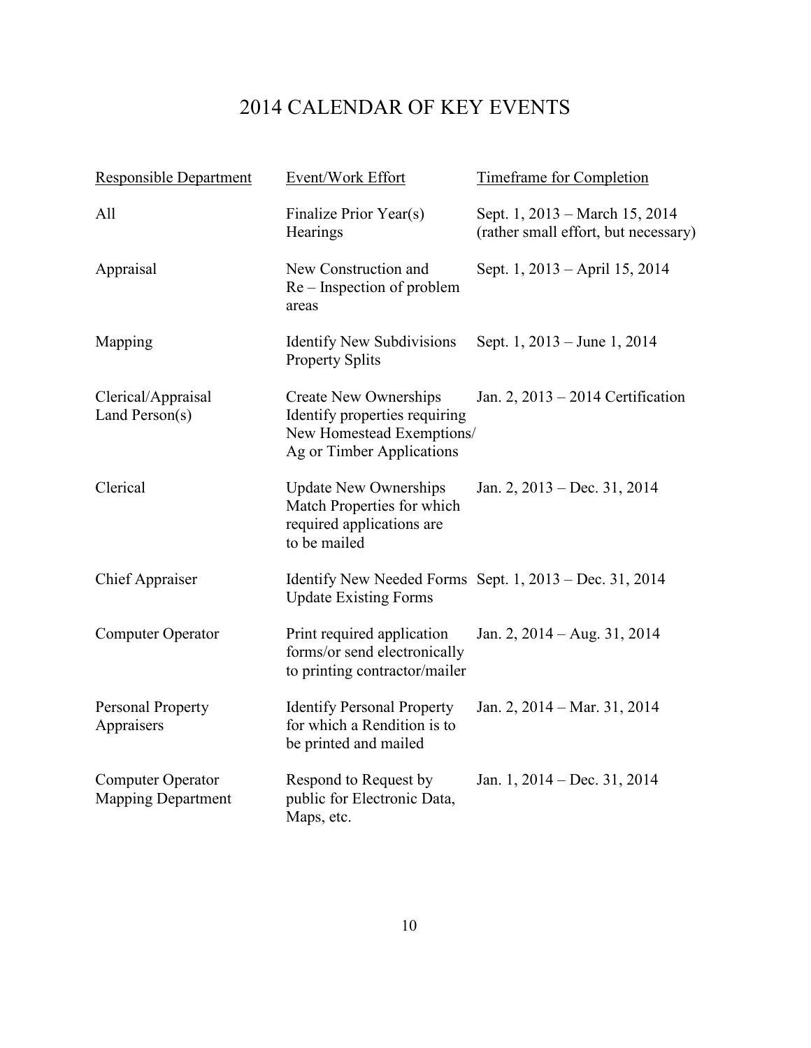# 2014 CALENDAR OF KEY EVENTS

| Responsible Department | Event/Work Effort | Timeframe for Completion |
|---|---|---|
| All | Finalize Prior Year(s) Hearings | Sept. 1, 2013 – March 15, 2014 (rather small effort, but necessary) |
| Appraisal | New Construction and Re – Inspection of problem areas | Sept. 1, 2013 – April 15, 2014 |
| Mapping | Identify New Subdivisions Property Splits | Sept. 1, 2013 – June 1, 2014 |
| Clerical/Appraisal Land Person(s) | Create New Ownerships Identify properties requiring New Homestead Exemptions/ Ag or Timber Applications | Jan. 2, 2013 – 2014 Certification |
| Clerical | Update New Ownerships Match Properties for which required applications are to be mailed | Jan. 2, 2013 – Dec. 31, 2014 |
| Chief Appraiser | Identify New Needed Forms Update Existing Forms | Sept. 1, 2013 – Dec. 31, 2014 |
| Computer Operator | Print required application forms/or send electronically to printing contractor/mailer | Jan. 2, 2014 – Aug. 31, 2014 |
| Personal Property Appraisers | Identify Personal Property for which a Rendition is to be printed and mailed | Jan. 2, 2014 – Mar. 31, 2014 |
| Computer Operator Mapping Department | Respond to Request by public for Electronic Data, Maps, etc. | Jan. 1, 2014 – Dec. 31, 2014 |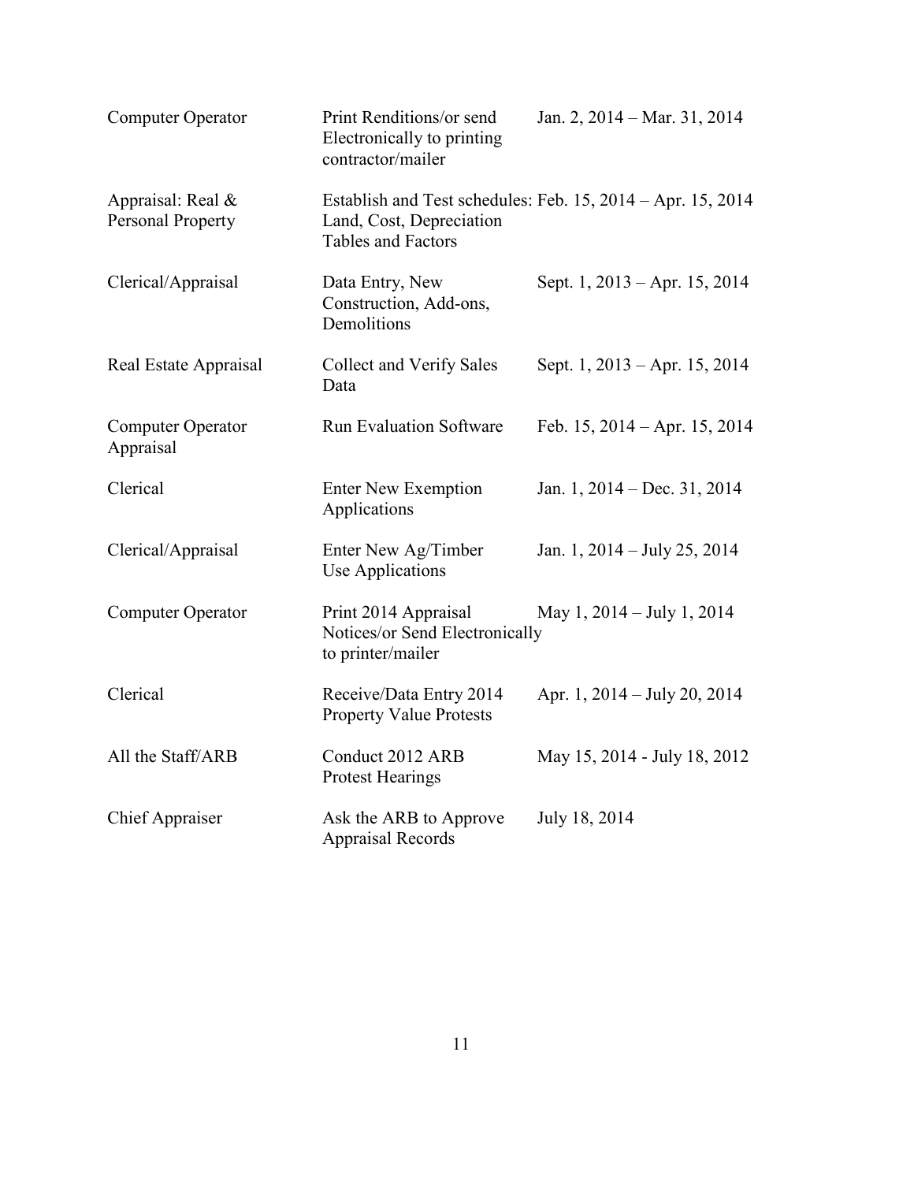| | | |
|---|---|---|
| Computer Operator | Print Renditions/or send Electronically to printing contractor/mailer | Jan. 2, 2014 – Mar. 31, 2014 |
| Appraisal: Real & Personal Property | Establish and Test schedules: Land, Cost, Depreciation Tables and Factors | Feb. 15, 2014 – Apr. 15, 2014 |
| Clerical/Appraisal | Data Entry, New Construction, Add-ons, Demolitions | Sept. 1, 2013 – Apr. 15, 2014 |
| Real Estate Appraisal | Collect and Verify Sales Data | Sept. 1, 2013 – Apr. 15, 2014 |
| Computer Operator Appraisal | Run Evaluation Software | Feb. 15, 2014 – Apr. 15, 2014 |
| Clerical | Enter New Exemption Applications | Jan. 1, 2014 – Dec. 31, 2014 |
| Clerical/Appraisal | Enter New Ag/Timber Use Applications | Jan. 1, 2014 – July 25, 2014 |
| Computer Operator | Print 2014 Appraisal Notices/or Send Electronically to printer/mailer | May 1, 2014 – July 1, 2014 |
| Clerical | Receive/Data Entry 2014 Property Value Protests | Apr. 1, 2014 – July 20, 2014 |
| All the Staff/ARB | Conduct 2012 ARB Protest Hearings | May 15, 2014 - July 18, 2012 |
| Chief Appraiser | Ask the ARB to Approve Appraisal Records | July 18, 2014 |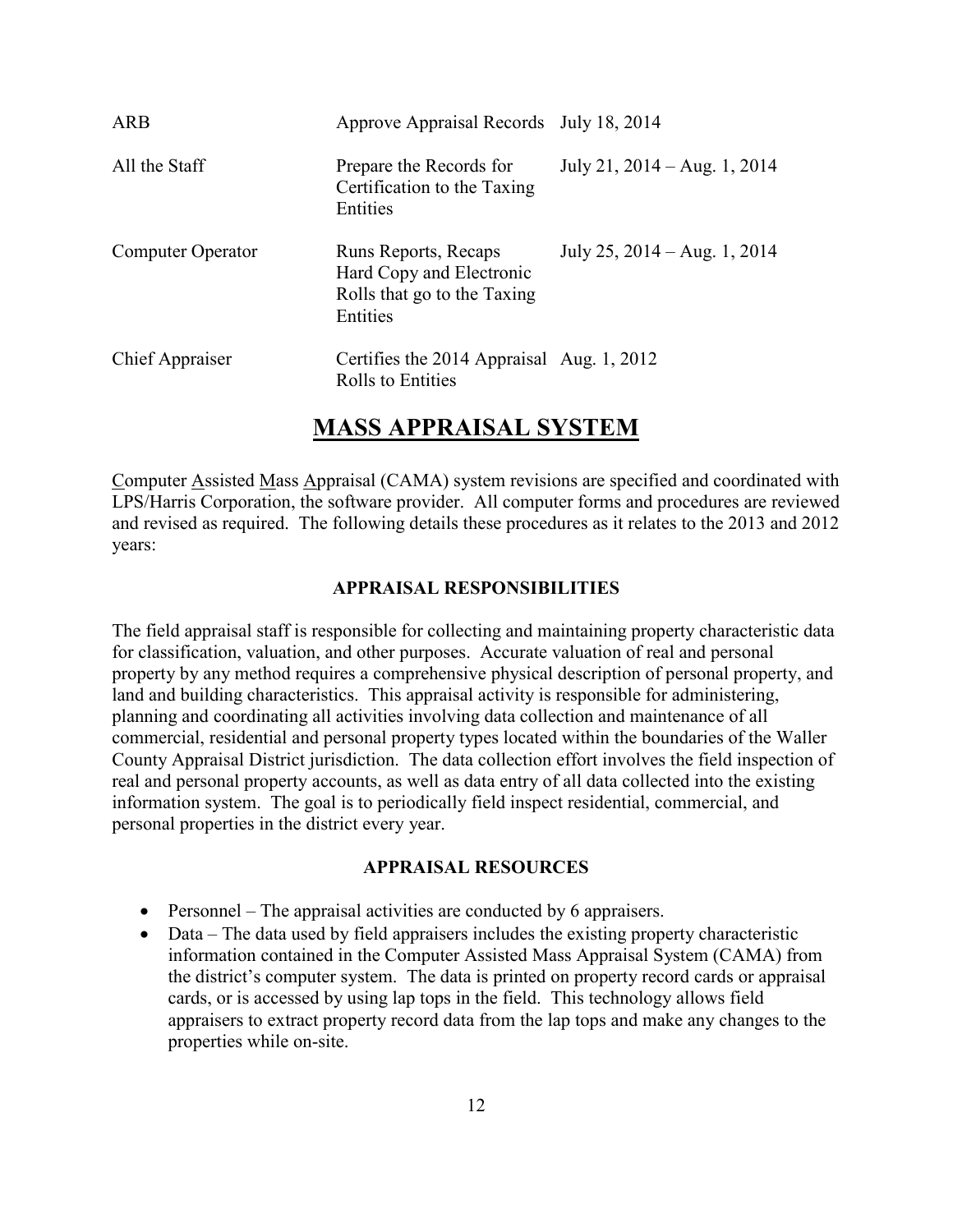| | | |
|---|---|---|
| ARB | Approve Appraisal Records | July 18, 2014 |
| All the Staff | Prepare the Records for Certification to the Taxing Entities | July 21, 2014 – Aug. 1, 2014 |
| Computer Operator | Runs Reports, Recaps Hard Copy and Electronic Rolls that go to the Taxing Entities | July 25, 2014 – Aug. 1, 2014 |
| Chief Appraiser | Certifies the 2014 Appraisal Rolls to Entities | Aug. 1, 2012 |

# MASS APPRAISAL SYSTEM

Computer Assisted Mass Appraisal (CAMA) system revisions are specified and coordinated with LPS/Harris Corporation, the software provider. All computer forms and procedures are reviewed and revised as required. The following details these procedures as it relates to the 2013 and 2012 years:

### APPRAISAL RESPONSIBILITIES

The field appraisal staff is responsible for collecting and maintaining property characteristic data for classification, valuation, and other purposes. Accurate valuation of real and personal property by any method requires a comprehensive physical description of personal property, and land and building characteristics. This appraisal activity is responsible for administering, planning and coordinating all activities involving data collection and maintenance of all commercial, residential and personal property types located within the boundaries of the Waller County Appraisal District jurisdiction. The data collection effort involves the field inspection of real and personal property accounts, as well as data entry of all data collected into the existing information system. The goal is to periodically field inspect residential, commercial, and personal properties in the district every year.

### APPRAISAL RESOURCES

- Personnel – The appraisal activities are conducted by 6 appraisers.
- Data – The data used by field appraisers includes the existing property characteristic information contained in the Computer Assisted Mass Appraisal System (CAMA) from the district's computer system. The data is printed on property record cards or appraisal cards, or is accessed by using lap tops in the field. This technology allows field appraisers to extract property record data from the lap tops and make any changes to the properties while on-site.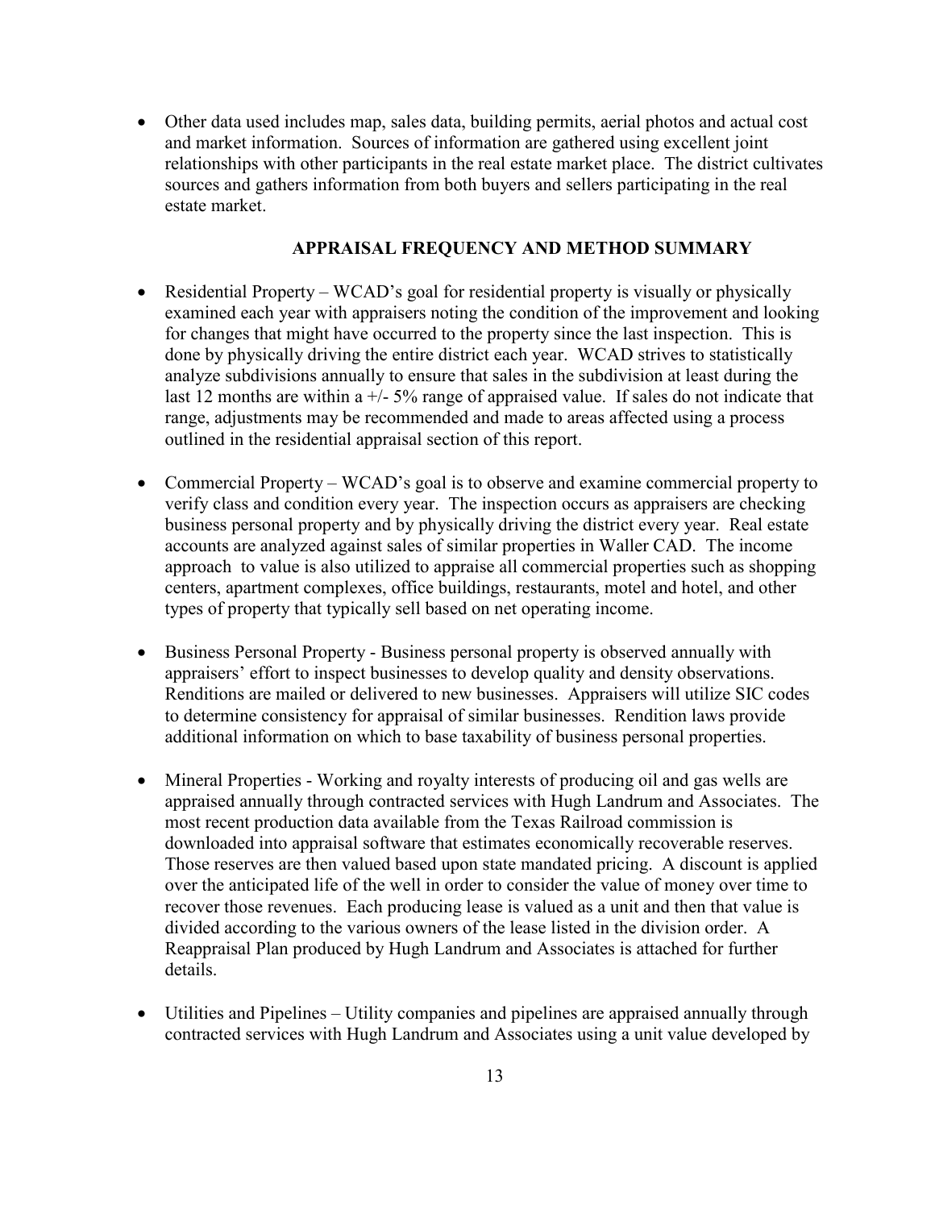- Other data used includes map, sales data, building permits, aerial photos and actual cost and market information. Sources of information are gathered using excellent joint relationships with other participants in the real estate market place. The district cultivates sources and gathers information from both buyers and sellers participating in the real estate market.

## APPRAISAL FREQUENCY AND METHOD SUMMARY

- Residential Property – WCAD's goal for residential property is visually or physically examined each year with appraisers noting the condition of the improvement and looking for changes that might have occurred to the property since the last inspection. This is done by physically driving the entire district each year. WCAD strives to statistically analyze subdivisions annually to ensure that sales in the subdivision at least during the last 12 months are within a +/- 5% range of appraised value. If sales do not indicate that range, adjustments may be recommended and made to areas affected using a process outlined in the residential appraisal section of this report.

- Commercial Property – WCAD's goal is to observe and examine commercial property to verify class and condition every year. The inspection occurs as appraisers are checking business personal property and by physically driving the district every year. Real estate accounts are analyzed against sales of similar properties in Waller CAD. The income approach to value is also utilized to appraise all commercial properties such as shopping centers, apartment complexes, office buildings, restaurants, motel and hotel, and other types of property that typically sell based on net operating income.

- Business Personal Property - Business personal property is observed annually with appraisers' effort to inspect businesses to develop quality and density observations. Renditions are mailed or delivered to new businesses. Appraisers will utilize SIC codes to determine consistency for appraisal of similar businesses. Rendition laws provide additional information on which to base taxability of business personal properties.

- Mineral Properties - Working and royalty interests of producing oil and gas wells are appraised annually through contracted services with Hugh Landrum and Associates. The most recent production data available from the Texas Railroad commission is downloaded into appraisal software that estimates economically recoverable reserves. Those reserves are then valued based upon state mandated pricing. A discount is applied over the anticipated life of the well in order to consider the value of money over time to recover those revenues. Each producing lease is valued as a unit and then that value is divided according to the various owners of the lease listed in the division order. A Reappraisal Plan produced by Hugh Landrum and Associates is attached for further details.

- Utilities and Pipelines – Utility companies and pipelines are appraised annually through contracted services with Hugh Landrum and Associates using a unit value developed by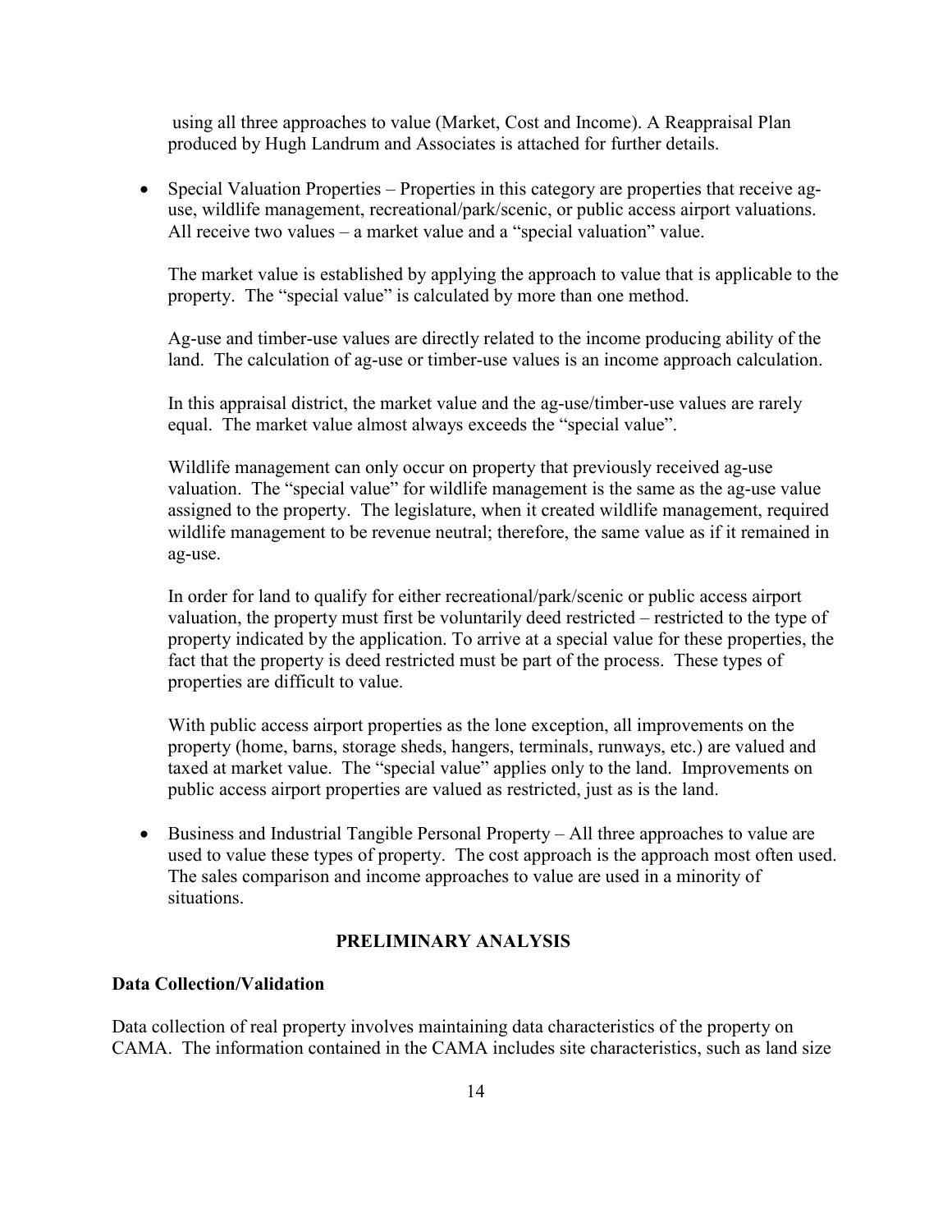using all three approaches to value (Market, Cost and Income). A Reappraisal Plan produced by Hugh Landrum and Associates is attached for further details.

- Special Valuation Properties – Properties in this category are properties that receive ag-use, wildlife management, recreational/park/scenic, or public access airport valuations. All receive two values – a market value and a "special valuation" value.

  The market value is established by applying the approach to value that is applicable to the property. The "special value" is calculated by more than one method.

  Ag-use and timber-use values are directly related to the income producing ability of the land. The calculation of ag-use or timber-use values is an income approach calculation.

  In this appraisal district, the market value and the ag-use/timber-use values are rarely equal. The market value almost always exceeds the "special value".

  Wildlife management can only occur on property that previously received ag-use valuation. The "special value" for wildlife management is the same as the ag-use value assigned to the property. The legislature, when it created wildlife management, required wildlife management to be revenue neutral; therefore, the same value as if it remained in ag-use.

  In order for land to qualify for either recreational/park/scenic or public access airport valuation, the property must first be voluntarily deed restricted – restricted to the type of property indicated by the application. To arrive at a special value for these properties, the fact that the property is deed restricted must be part of the process. These types of properties are difficult to value.

  With public access airport properties as the lone exception, all improvements on the property (home, barns, storage sheds, hangers, terminals, runways, etc.) are valued and taxed at market value. The "special value" applies only to the land. Improvements on public access airport properties are valued as restricted, just as is the land.

- Business and Industrial Tangible Personal Property – All three approaches to value are used to value these types of property. The cost approach is the approach most often used. The sales comparison and income approaches to value are used in a minority of situations.

## PRELIMINARY ANALYSIS

### Data Collection/Validation

Data collection of real property involves maintaining data characteristics of the property on CAMA. The information contained in the CAMA includes site characteristics, such as land size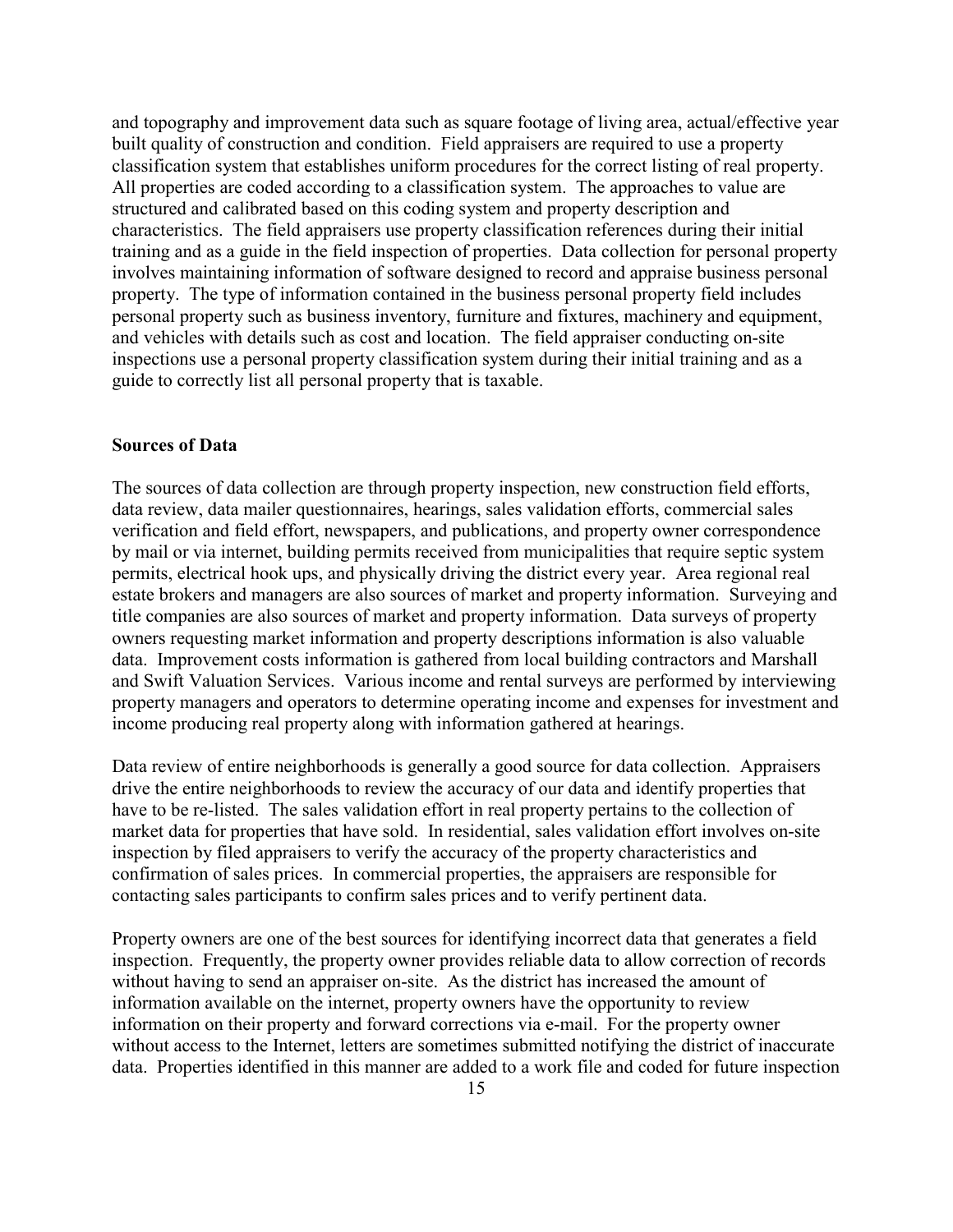and topography and improvement data such as square footage of living area, actual/effective year built quality of construction and condition. Field appraisers are required to use a property classification system that establishes uniform procedures for the correct listing of real property. All properties are coded according to a classification system. The approaches to value are structured and calibrated based on this coding system and property description and characteristics. The field appraisers use property classification references during their initial training and as a guide in the field inspection of properties. Data collection for personal property involves maintaining information of software designed to record and appraise business personal property. The type of information contained in the business personal property field includes personal property such as business inventory, furniture and fixtures, machinery and equipment, and vehicles with details such as cost and location. The field appraiser conducting on-site inspections use a personal property classification system during their initial training and as a guide to correctly list all personal property that is taxable.

**Sources of Data**

The sources of data collection are through property inspection, new construction field efforts, data review, data mailer questionnaires, hearings, sales validation efforts, commercial sales verification and field effort, newspapers, and publications, and property owner correspondence by mail or via internet, building permits received from municipalities that require septic system permits, electrical hook ups, and physically driving the district every year. Area regional real estate brokers and managers are also sources of market and property information. Surveying and title companies are also sources of market and property information. Data surveys of property owners requesting market information and property descriptions information is also valuable data. Improvement costs information is gathered from local building contractors and Marshall and Swift Valuation Services. Various income and rental surveys are performed by interviewing property managers and operators to determine operating income and expenses for investment and income producing real property along with information gathered at hearings.

Data review of entire neighborhoods is generally a good source for data collection. Appraisers drive the entire neighborhoods to review the accuracy of our data and identify properties that have to be re-listed. The sales validation effort in real property pertains to the collection of market data for properties that have sold. In residential, sales validation effort involves on-site inspection by filed appraisers to verify the accuracy of the property characteristics and confirmation of sales prices. In commercial properties, the appraisers are responsible for contacting sales participants to confirm sales prices and to verify pertinent data.

Property owners are one of the best sources for identifying incorrect data that generates a field inspection. Frequently, the property owner provides reliable data to allow correction of records without having to send an appraiser on-site. As the district has increased the amount of information available on the internet, property owners have the opportunity to review information on their property and forward corrections via e-mail. For the property owner without access to the Internet, letters are sometimes submitted notifying the district of inaccurate data. Properties identified in this manner are added to a work file and coded for future inspection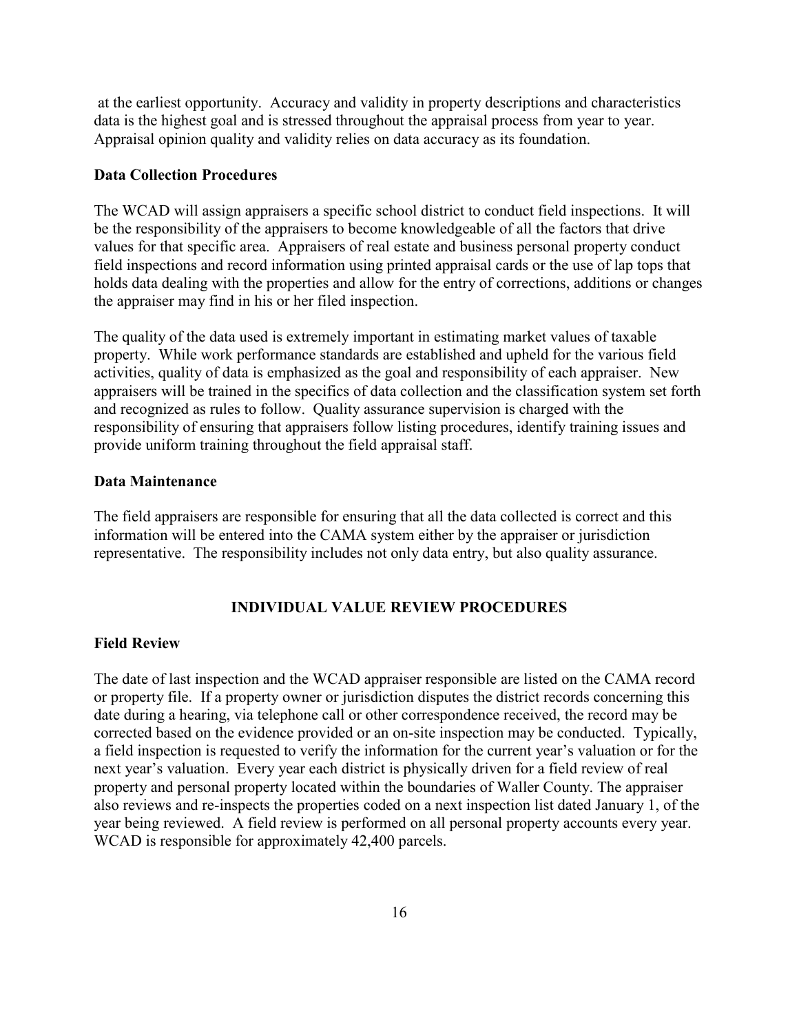at the earliest opportunity. Accuracy and validity in property descriptions and characteristics data is the highest goal and is stressed throughout the appraisal process from year to year. Appraisal opinion quality and validity relies on data accuracy as its foundation.

**Data Collection Procedures**

The WCAD will assign appraisers a specific school district to conduct field inspections. It will be the responsibility of the appraisers to become knowledgeable of all the factors that drive values for that specific area. Appraisers of real estate and business personal property conduct field inspections and record information using printed appraisal cards or the use of lap tops that holds data dealing with the properties and allow for the entry of corrections, additions or changes the appraiser may find in his or her filed inspection.

The quality of the data used is extremely important in estimating market values of taxable property. While work performance standards are established and upheld for the various field activities, quality of data is emphasized as the goal and responsibility of each appraiser. New appraisers will be trained in the specifics of data collection and the classification system set forth and recognized as rules to follow. Quality assurance supervision is charged with the responsibility of ensuring that appraisers follow listing procedures, identify training issues and provide uniform training throughout the field appraisal staff.

**Data Maintenance**

The field appraisers are responsible for ensuring that all the data collected is correct and this information will be entered into the CAMA system either by the appraiser or jurisdiction representative. The responsibility includes not only data entry, but also quality assurance.

## INDIVIDUAL VALUE REVIEW PROCEDURES

**Field Review**

The date of last inspection and the WCAD appraiser responsible are listed on the CAMA record or property file. If a property owner or jurisdiction disputes the district records concerning this date during a hearing, via telephone call or other correspondence received, the record may be corrected based on the evidence provided or an on-site inspection may be conducted. Typically, a field inspection is requested to verify the information for the current year's valuation or for the next year's valuation. Every year each district is physically driven for a field review of real property and personal property located within the boundaries of Waller County. The appraiser also reviews and re-inspects the properties coded on a next inspection list dated January 1, of the year being reviewed. A field review is performed on all personal property accounts every year. WCAD is responsible for approximately 42,400 parcels.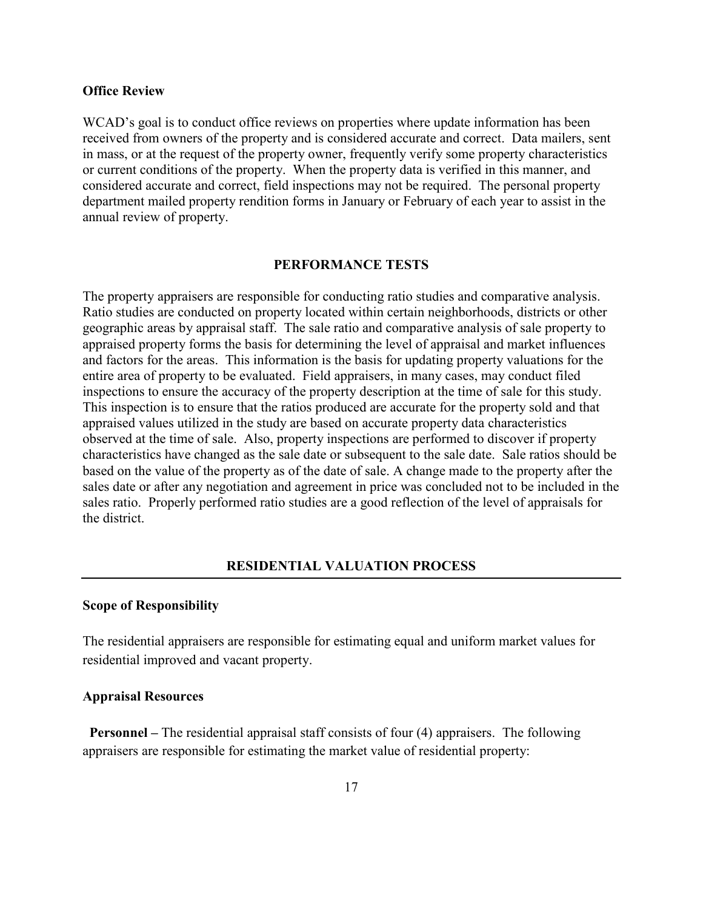**Office Review**

WCAD's goal is to conduct office reviews on properties where update information has been received from owners of the property and is considered accurate and correct. Data mailers, sent in mass, or at the request of the property owner, frequently verify some property characteristics or current conditions of the property. When the property data is verified in this manner, and considered accurate and correct, field inspections may not be required. The personal property department mailed property rendition forms in January or February of each year to assist in the annual review of property.

## PERFORMANCE TESTS

The property appraisers are responsible for conducting ratio studies and comparative analysis. Ratio studies are conducted on property located within certain neighborhoods, districts or other geographic areas by appraisal staff. The sale ratio and comparative analysis of sale property to appraised property forms the basis for determining the level of appraisal and market influences and factors for the areas. This information is the basis for updating property valuations for the entire area of property to be evaluated. Field appraisers, in many cases, may conduct filed inspections to ensure the accuracy of the property description at the time of sale for this study. This inspection is to ensure that the ratios produced are accurate for the property sold and that appraised values utilized in the study are based on accurate property data characteristics observed at the time of sale. Also, property inspections are performed to discover if property characteristics have changed as the sale date or subsequent to the sale date. Sale ratios should be based on the value of the property as of the date of sale. A change made to the property after the sales date or after any negotiation and agreement in price was concluded not to be included in the sales ratio. Properly performed ratio studies are a good reflection of the level of appraisals for the district.

## RESIDENTIAL VALUATION PROCESS

**Scope of Responsibility**

The residential appraisers are responsible for estimating equal and uniform market values for residential improved and vacant property.

**Appraisal Resources**

**Personnel –** The residential appraisal staff consists of four (4) appraisers. The following appraisers are responsible for estimating the market value of residential property: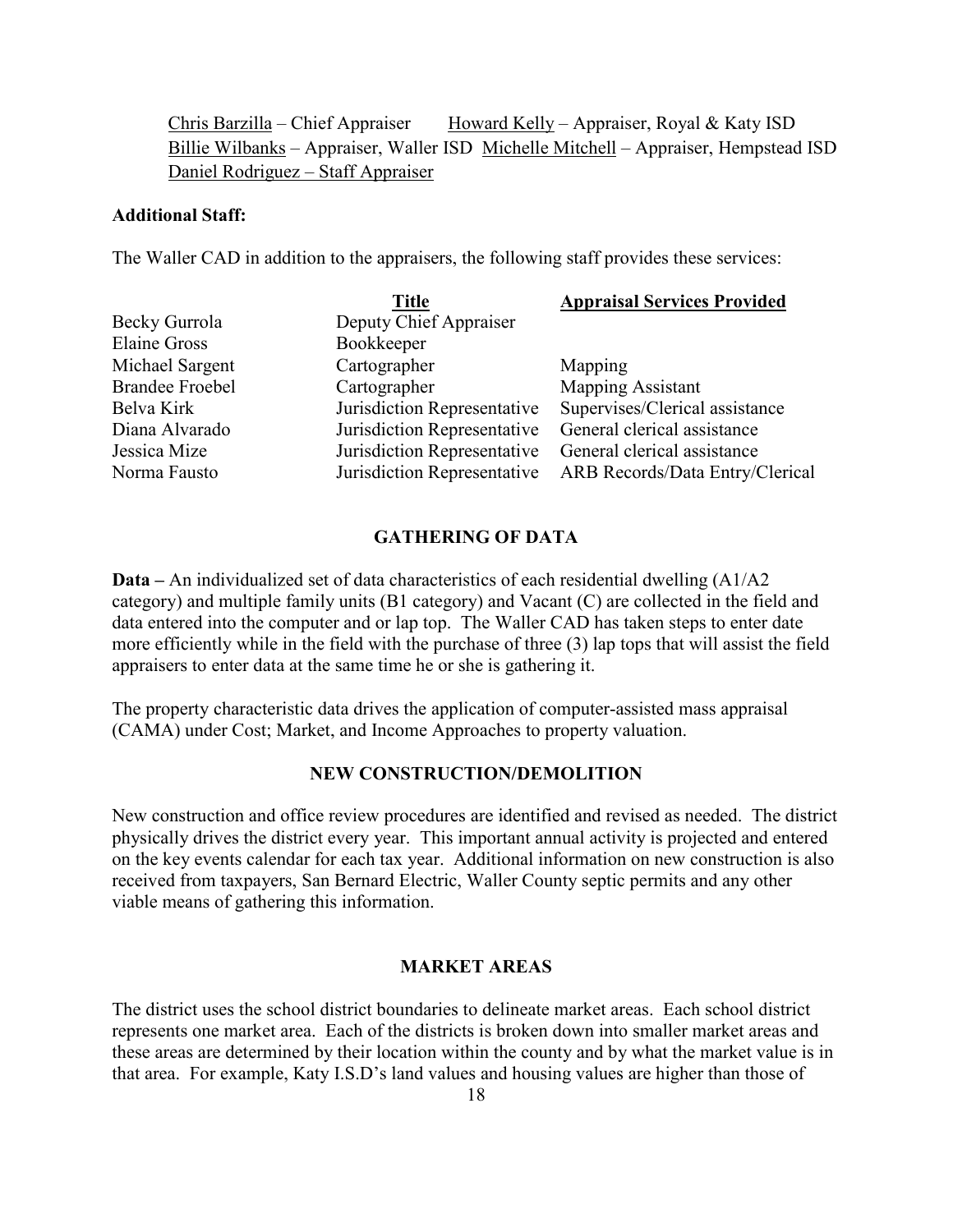Chris Barzilla – Chief Appraiser    Howard Kelly – Appraiser, Royal & Katy ISD
Billie Wilbanks – Appraiser, Waller ISD  Michelle Mitchell – Appraiser, Hempstead ISD
Daniel Rodriguez – Staff Appraiser

**Additional Staff:**

The Waller CAD in addition to the appraisers, the following staff provides these services:

| | Title | Appraisal Services Provided |
|---|---|---|
| Becky Gurrola | Deputy Chief Appraiser | |
| Elaine Gross | Bookkeeper | |
| Michael Sargent | Cartographer | Mapping |
| Brandee Froebel | Cartographer | Mapping Assistant |
| Belva Kirk | Jurisdiction Representative | Supervises/Clerical assistance |
| Diana Alvarado | Jurisdiction Representative | General clerical assistance |
| Jessica Mize | Jurisdiction Representative | General clerical assistance |
| Norma Fausto | Jurisdiction Representative | ARB Records/Data Entry/Clerical |

## GATHERING OF DATA

**Data –** An individualized set of data characteristics of each residential dwelling (A1/A2 category) and multiple family units (B1 category) and Vacant (C) are collected in the field and data entered into the computer and or lap top. The Waller CAD has taken steps to enter date more efficiently while in the field with the purchase of three (3) lap tops that will assist the field appraisers to enter data at the same time he or she is gathering it.

The property characteristic data drives the application of computer-assisted mass appraisal (CAMA) under Cost; Market, and Income Approaches to property valuation.

## NEW CONSTRUCTION/DEMOLITION

New construction and office review procedures are identified and revised as needed. The district physically drives the district every year. This important annual activity is projected and entered on the key events calendar for each tax year. Additional information on new construction is also received from taxpayers, San Bernard Electric, Waller County septic permits and any other viable means of gathering this information.

## MARKET AREAS

The district uses the school district boundaries to delineate market areas. Each school district represents one market area. Each of the districts is broken down into smaller market areas and these areas are determined by their location within the county and by what the market value is in that area. For example, Katy I.S.D's land values and housing values are higher than those of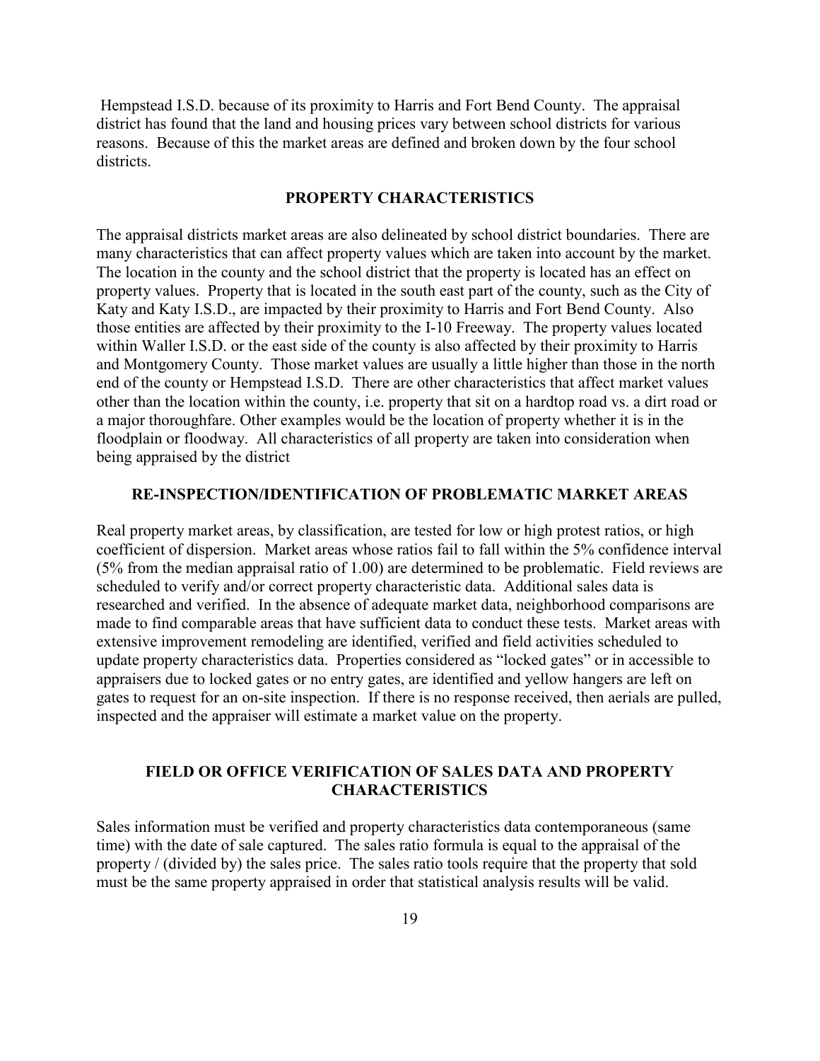Hempstead I.S.D. because of its proximity to Harris and Fort Bend County. The appraisal district has found that the land and housing prices vary between school districts for various reasons. Because of this the market areas are defined and broken down by the four school districts.

## PROPERTY CHARACTERISTICS

The appraisal districts market areas are also delineated by school district boundaries. There are many characteristics that can affect property values which are taken into account by the market. The location in the county and the school district that the property is located has an effect on property values. Property that is located in the south east part of the county, such as the City of Katy and Katy I.S.D., are impacted by their proximity to Harris and Fort Bend County. Also those entities are affected by their proximity to the I-10 Freeway. The property values located within Waller I.S.D. or the east side of the county is also affected by their proximity to Harris and Montgomery County. Those market values are usually a little higher than those in the north end of the county or Hempstead I.S.D. There are other characteristics that affect market values other than the location within the county, i.e. property that sit on a hardtop road vs. a dirt road or a major thoroughfare. Other examples would be the location of property whether it is in the floodplain or floodway. All characteristics of all property are taken into consideration when being appraised by the district

## RE-INSPECTION/IDENTIFICATION OF PROBLEMATIC MARKET AREAS

Real property market areas, by classification, are tested for low or high protest ratios, or high coefficient of dispersion. Market areas whose ratios fail to fall within the 5% confidence interval (5% from the median appraisal ratio of 1.00) are determined to be problematic. Field reviews are scheduled to verify and/or correct property characteristic data. Additional sales data is researched and verified. In the absence of adequate market data, neighborhood comparisons are made to find comparable areas that have sufficient data to conduct these tests. Market areas with extensive improvement remodeling are identified, verified and field activities scheduled to update property characteristics data. Properties considered as "locked gates" or in accessible to appraisers due to locked gates or no entry gates, are identified and yellow hangers are left on gates to request for an on-site inspection. If there is no response received, then aerials are pulled, inspected and the appraiser will estimate a market value on the property.

## FIELD OR OFFICE VERIFICATION OF SALES DATA AND PROPERTY CHARACTERISTICS

Sales information must be verified and property characteristics data contemporaneous (same time) with the date of sale captured. The sales ratio formula is equal to the appraisal of the property / (divided by) the sales price. The sales ratio tools require that the property that sold must be the same property appraised in order that statistical analysis results will be valid.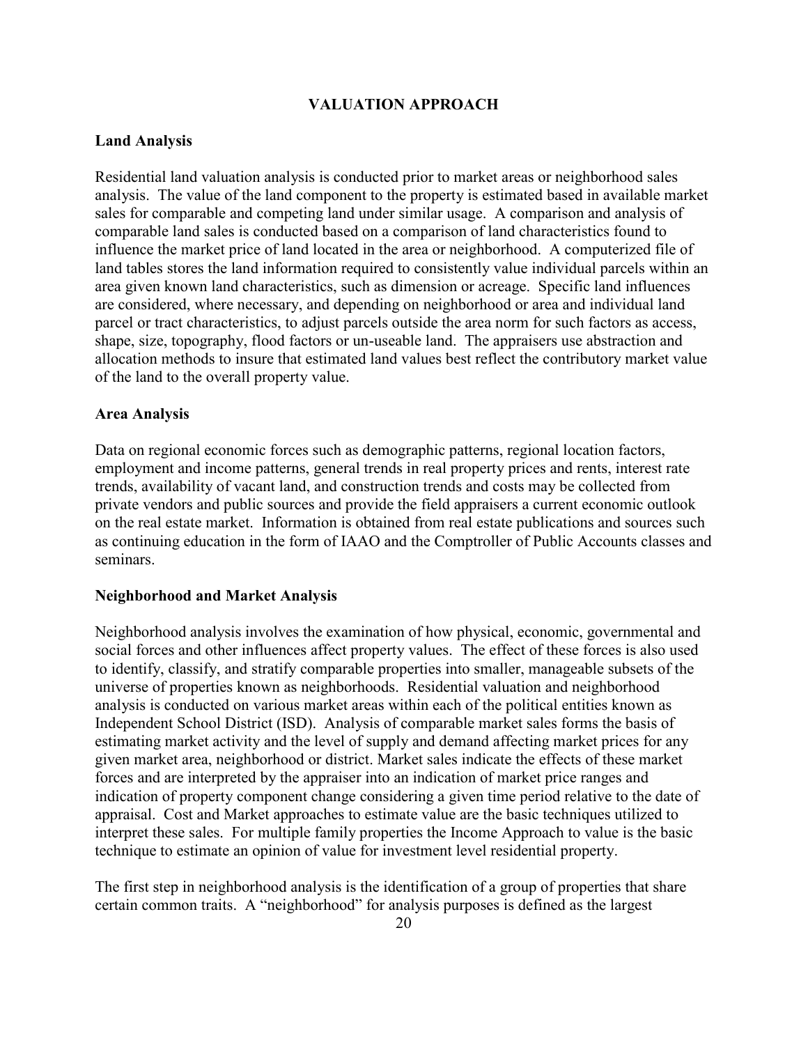## VALUATION APPROACH

### Land Analysis

Residential land valuation analysis is conducted prior to market areas or neighborhood sales analysis. The value of the land component to the property is estimated based in available market sales for comparable and competing land under similar usage. A comparison and analysis of comparable land sales is conducted based on a comparison of land characteristics found to influence the market price of land located in the area or neighborhood. A computerized file of land tables stores the land information required to consistently value individual parcels within an area given known land characteristics, such as dimension or acreage. Specific land influences are considered, where necessary, and depending on neighborhood or area and individual land parcel or tract characteristics, to adjust parcels outside the area norm for such factors as access, shape, size, topography, flood factors or un-useable land. The appraisers use abstraction and allocation methods to insure that estimated land values best reflect the contributory market value of the land to the overall property value.

### Area Analysis

Data on regional economic forces such as demographic patterns, regional location factors, employment and income patterns, general trends in real property prices and rents, interest rate trends, availability of vacant land, and construction trends and costs may be collected from private vendors and public sources and provide the field appraisers a current economic outlook on the real estate market. Information is obtained from real estate publications and sources such as continuing education in the form of IAAO and the Comptroller of Public Accounts classes and seminars.

### Neighborhood and Market Analysis

Neighborhood analysis involves the examination of how physical, economic, governmental and social forces and other influences affect property values. The effect of these forces is also used to identify, classify, and stratify comparable properties into smaller, manageable subsets of the universe of properties known as neighborhoods. Residential valuation and neighborhood analysis is conducted on various market areas within each of the political entities known as Independent School District (ISD). Analysis of comparable market sales forms the basis of estimating market activity and the level of supply and demand affecting market prices for any given market area, neighborhood or district. Market sales indicate the effects of these market forces and are interpreted by the appraiser into an indication of market price ranges and indication of property component change considering a given time period relative to the date of appraisal. Cost and Market approaches to estimate value are the basic techniques utilized to interpret these sales. For multiple family properties the Income Approach to value is the basic technique to estimate an opinion of value for investment level residential property.

The first step in neighborhood analysis is the identification of a group of properties that share certain common traits. A "neighborhood" for analysis purposes is defined as the largest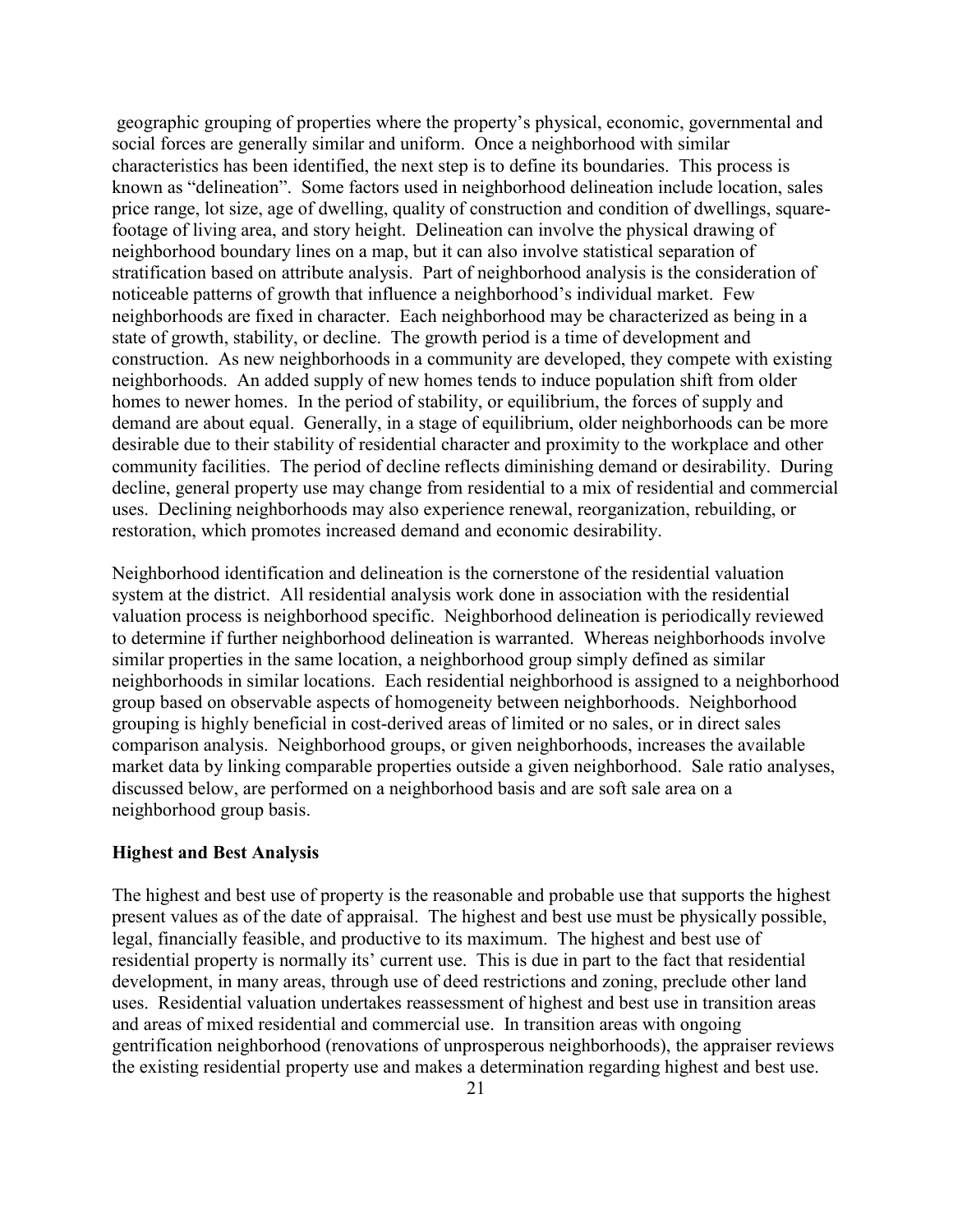geographic grouping of properties where the property's physical, economic, governmental and social forces are generally similar and uniform. Once a neighborhood with similar characteristics has been identified, the next step is to define its boundaries. This process is known as "delineation". Some factors used in neighborhood delineation include location, sales price range, lot size, age of dwelling, quality of construction and condition of dwellings, square-footage of living area, and story height. Delineation can involve the physical drawing of neighborhood boundary lines on a map, but it can also involve statistical separation of stratification based on attribute analysis. Part of neighborhood analysis is the consideration of noticeable patterns of growth that influence a neighborhood's individual market. Few neighborhoods are fixed in character. Each neighborhood may be characterized as being in a state of growth, stability, or decline. The growth period is a time of development and construction. As new neighborhoods in a community are developed, they compete with existing neighborhoods. An added supply of new homes tends to induce population shift from older homes to newer homes. In the period of stability, or equilibrium, the forces of supply and demand are about equal. Generally, in a stage of equilibrium, older neighborhoods can be more desirable due to their stability of residential character and proximity to the workplace and other community facilities. The period of decline reflects diminishing demand or desirability. During decline, general property use may change from residential to a mix of residential and commercial uses. Declining neighborhoods may also experience renewal, reorganization, rebuilding, or restoration, which promotes increased demand and economic desirability.

Neighborhood identification and delineation is the cornerstone of the residential valuation system at the district. All residential analysis work done in association with the residential valuation process is neighborhood specific. Neighborhood delineation is periodically reviewed to determine if further neighborhood delineation is warranted. Whereas neighborhoods involve similar properties in the same location, a neighborhood group simply defined as similar neighborhoods in similar locations. Each residential neighborhood is assigned to a neighborhood group based on observable aspects of homogeneity between neighborhoods. Neighborhood grouping is highly beneficial in cost-derived areas of limited or no sales, or in direct sales comparison analysis. Neighborhood groups, or given neighborhoods, increases the available market data by linking comparable properties outside a given neighborhood. Sale ratio analyses, discussed below, are performed on a neighborhood basis and are soft sale area on a neighborhood group basis.

**Highest and Best Analysis**

The highest and best use of property is the reasonable and probable use that supports the highest present values as of the date of appraisal. The highest and best use must be physically possible, legal, financially feasible, and productive to its maximum. The highest and best use of residential property is normally its' current use. This is due in part to the fact that residential development, in many areas, through use of deed restrictions and zoning, preclude other land uses. Residential valuation undertakes reassessment of highest and best use in transition areas and areas of mixed residential and commercial use. In transition areas with ongoing gentrification neighborhood (renovations of unprosperous neighborhoods), the appraiser reviews the existing residential property use and makes a determination regarding highest and best use.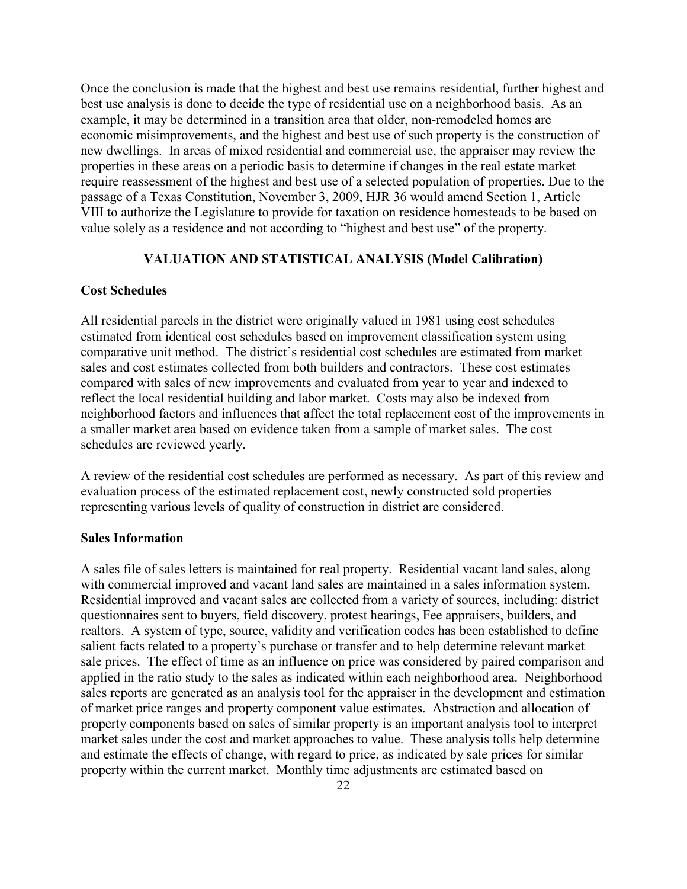Once the conclusion is made that the highest and best use remains residential, further highest and best use analysis is done to decide the type of residential use on a neighborhood basis. As an example, it may be determined in a transition area that older, non-remodeled homes are economic misimprovements, and the highest and best use of such property is the construction of new dwellings. In areas of mixed residential and commercial use, the appraiser may review the properties in these areas on a periodic basis to determine if changes in the real estate market require reassessment of the highest and best use of a selected population of properties. Due to the passage of a Texas Constitution, November 3, 2009, HJR 36 would amend Section 1, Article VIII to authorize the Legislature to provide for taxation on residence homesteads to be based on value solely as a residence and not according to "highest and best use" of the property.

## VALUATION AND STATISTICAL ANALYSIS (Model Calibration)

### Cost Schedules

All residential parcels in the district were originally valued in 1981 using cost schedules estimated from identical cost schedules based on improvement classification system using comparative unit method. The district's residential cost schedules are estimated from market sales and cost estimates collected from both builders and contractors. These cost estimates compared with sales of new improvements and evaluated from year to year and indexed to reflect the local residential building and labor market. Costs may also be indexed from neighborhood factors and influences that affect the total replacement cost of the improvements in a smaller market area based on evidence taken from a sample of market sales. The cost schedules are reviewed yearly.

A review of the residential cost schedules are performed as necessary. As part of this review and evaluation process of the estimated replacement cost, newly constructed sold properties representing various levels of quality of construction in district are considered.

### Sales Information

A sales file of sales letters is maintained for real property. Residential vacant land sales, along with commercial improved and vacant land sales are maintained in a sales information system. Residential improved and vacant sales are collected from a variety of sources, including: district questionnaires sent to buyers, field discovery, protest hearings, Fee appraisers, builders, and realtors. A system of type, source, validity and verification codes has been established to define salient facts related to a property's purchase or transfer and to help determine relevant market sale prices. The effect of time as an influence on price was considered by paired comparison and applied in the ratio study to the sales as indicated within each neighborhood area. Neighborhood sales reports are generated as an analysis tool for the appraiser in the development and estimation of market price ranges and property component value estimates. Abstraction and allocation of property components based on sales of similar property is an important analysis tool to interpret market sales under the cost and market approaches to value. These analysis tolls help determine and estimate the effects of change, with regard to price, as indicated by sale prices for similar property within the current market. Monthly time adjustments are estimated based on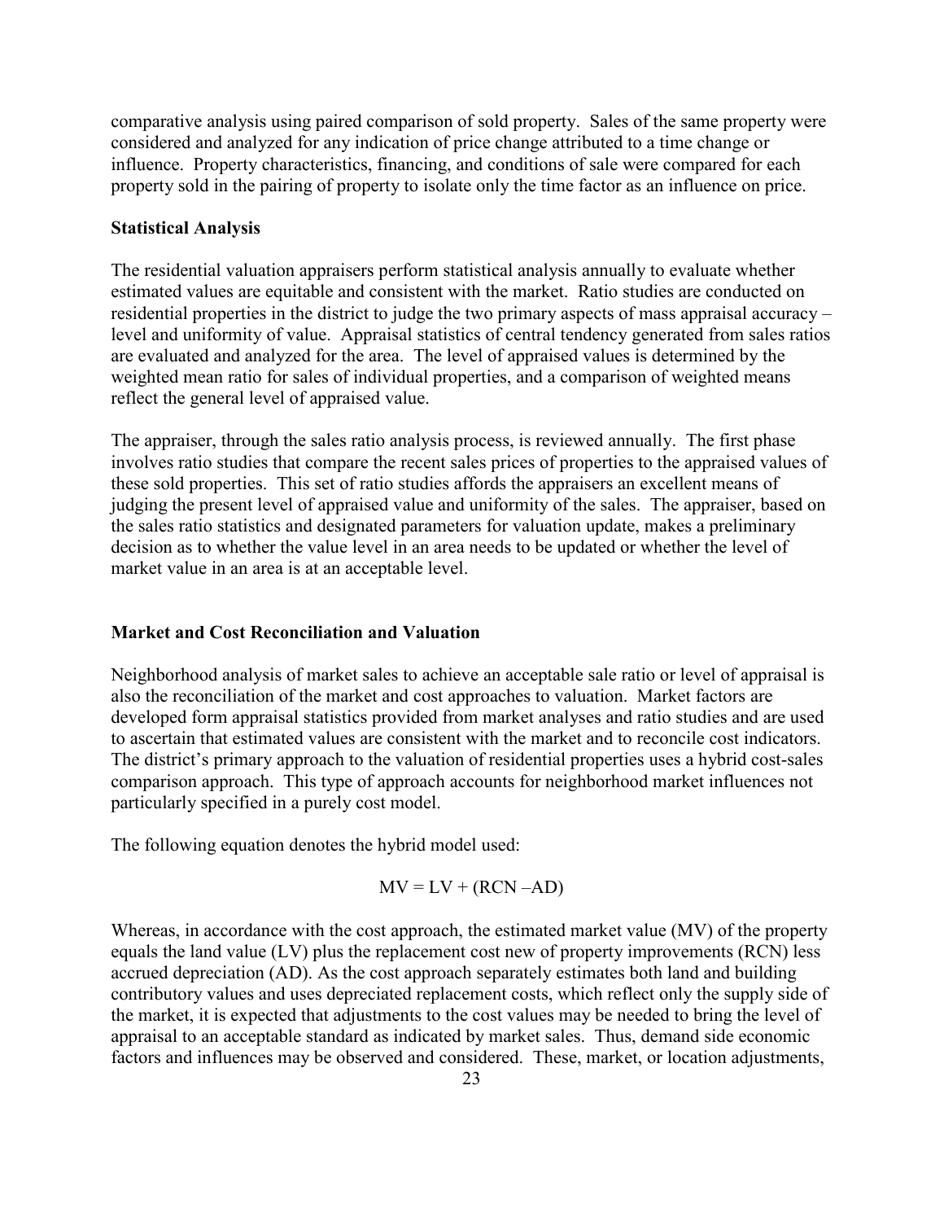comparative analysis using paired comparison of sold property. Sales of the same property were considered and analyzed for any indication of price change attributed to a time change or influence. Property characteristics, financing, and conditions of sale were compared for each property sold in the pairing of property to isolate only the time factor as an influence on price.

**Statistical Analysis**

The residential valuation appraisers perform statistical analysis annually to evaluate whether estimated values are equitable and consistent with the market. Ratio studies are conducted on residential properties in the district to judge the two primary aspects of mass appraisal accuracy – level and uniformity of value. Appraisal statistics of central tendency generated from sales ratios are evaluated and analyzed for the area. The level of appraised values is determined by the weighted mean ratio for sales of individual properties, and a comparison of weighted means reflect the general level of appraised value.

The appraiser, through the sales ratio analysis process, is reviewed annually. The first phase involves ratio studies that compare the recent sales prices of properties to the appraised values of these sold properties. This set of ratio studies affords the appraisers an excellent means of judging the present level of appraised value and uniformity of the sales. The appraiser, based on the sales ratio statistics and designated parameters for valuation update, makes a preliminary decision as to whether the value level in an area needs to be updated or whether the level of market value in an area is at an acceptable level.

**Market and Cost Reconciliation and Valuation**

Neighborhood analysis of market sales to achieve an acceptable sale ratio or level of appraisal is also the reconciliation of the market and cost approaches to valuation. Market factors are developed form appraisal statistics provided from market analyses and ratio studies and are used to ascertain that estimated values are consistent with the market and to reconcile cost indicators. The district's primary approach to the valuation of residential properties uses a hybrid cost-sales comparison approach. This type of approach accounts for neighborhood market influences not particularly specified in a purely cost model.

The following equation denotes the hybrid model used:

$$MV = LV + (RCN - AD)$$

Whereas, in accordance with the cost approach, the estimated market value (MV) of the property equals the land value (LV) plus the replacement cost new of property improvements (RCN) less accrued depreciation (AD). As the cost approach separately estimates both land and building contributory values and uses depreciated replacement costs, which reflect only the supply side of the market, it is expected that adjustments to the cost values may be needed to bring the level of appraisal to an acceptable standard as indicated by market sales. Thus, demand side economic factors and influences may be observed and considered. These, market, or location adjustments,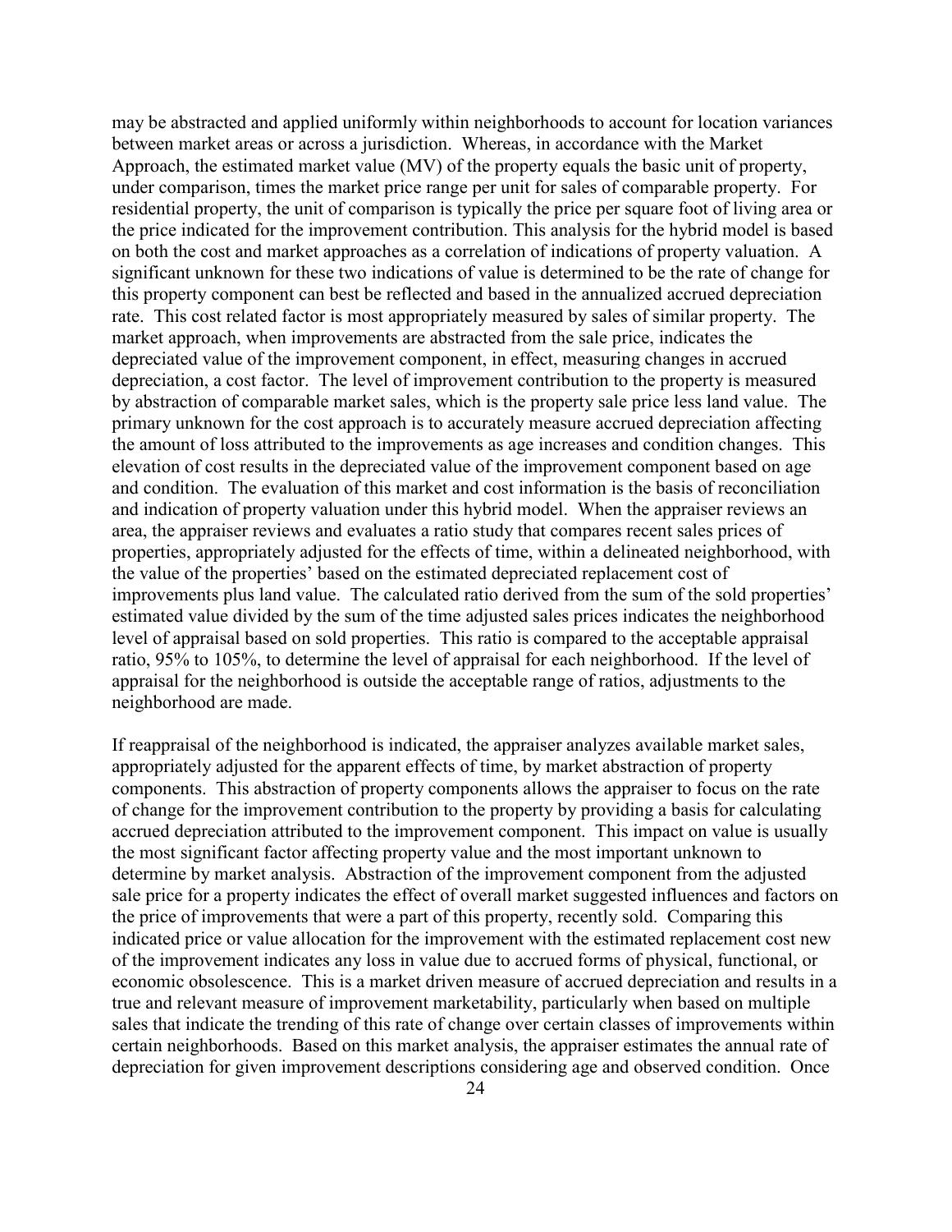may be abstracted and applied uniformly within neighborhoods to account for location variances between market areas or across a jurisdiction. Whereas, in accordance with the Market Approach, the estimated market value (MV) of the property equals the basic unit of property, under comparison, times the market price range per unit for sales of comparable property. For residential property, the unit of comparison is typically the price per square foot of living area or the price indicated for the improvement contribution. This analysis for the hybrid model is based on both the cost and market approaches as a correlation of indications of property valuation. A significant unknown for these two indications of value is determined to be the rate of change for this property component can best be reflected and based in the annualized accrued depreciation rate. This cost related factor is most appropriately measured by sales of similar property. The market approach, when improvements are abstracted from the sale price, indicates the depreciated value of the improvement component, in effect, measuring changes in accrued depreciation, a cost factor. The level of improvement contribution to the property is measured by abstraction of comparable market sales, which is the property sale price less land value. The primary unknown for the cost approach is to accurately measure accrued depreciation affecting the amount of loss attributed to the improvements as age increases and condition changes. This elevation of cost results in the depreciated value of the improvement component based on age and condition. The evaluation of this market and cost information is the basis of reconciliation and indication of property valuation under this hybrid model. When the appraiser reviews an area, the appraiser reviews and evaluates a ratio study that compares recent sales prices of properties, appropriately adjusted for the effects of time, within a delineated neighborhood, with the value of the properties' based on the estimated depreciated replacement cost of improvements plus land value. The calculated ratio derived from the sum of the sold properties' estimated value divided by the sum of the time adjusted sales prices indicates the neighborhood level of appraisal based on sold properties. This ratio is compared to the acceptable appraisal ratio, 95% to 105%, to determine the level of appraisal for each neighborhood. If the level of appraisal for the neighborhood is outside the acceptable range of ratios, adjustments to the neighborhood are made.

If reappraisal of the neighborhood is indicated, the appraiser analyzes available market sales, appropriately adjusted for the apparent effects of time, by market abstraction of property components. This abstraction of property components allows the appraiser to focus on the rate of change for the improvement contribution to the property by providing a basis for calculating accrued depreciation attributed to the improvement component. This impact on value is usually the most significant factor affecting property value and the most important unknown to determine by market analysis. Abstraction of the improvement component from the adjusted sale price for a property indicates the effect of overall market suggested influences and factors on the price of improvements that were a part of this property, recently sold. Comparing this indicated price or value allocation for the improvement with the estimated replacement cost new of the improvement indicates any loss in value due to accrued forms of physical, functional, or economic obsolescence. This is a market driven measure of accrued depreciation and results in a true and relevant measure of improvement marketability, particularly when based on multiple sales that indicate the trending of this rate of change over certain classes of improvements within certain neighborhoods. Based on this market analysis, the appraiser estimates the annual rate of depreciation for given improvement descriptions considering age and observed condition. Once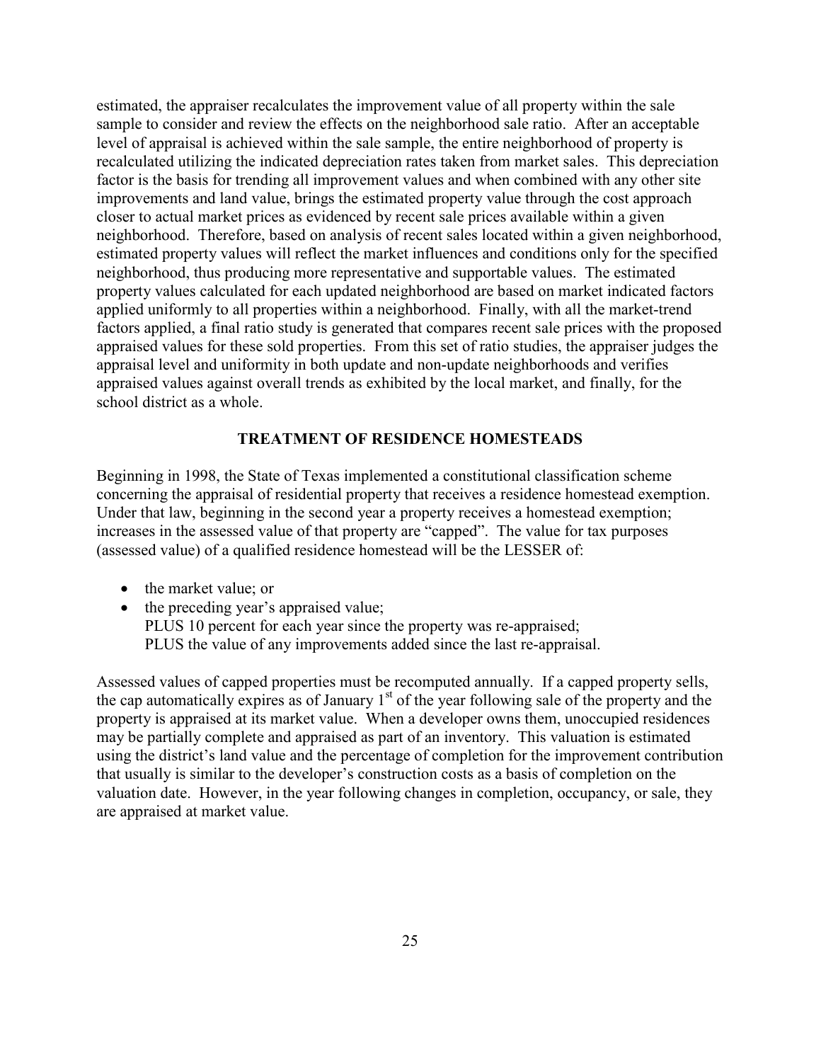estimated, the appraiser recalculates the improvement value of all property within the sale sample to consider and review the effects on the neighborhood sale ratio. After an acceptable level of appraisal is achieved within the sale sample, the entire neighborhood of property is recalculated utilizing the indicated depreciation rates taken from market sales. This depreciation factor is the basis for trending all improvement values and when combined with any other site improvements and land value, brings the estimated property value through the cost approach closer to actual market prices as evidenced by recent sale prices available within a given neighborhood. Therefore, based on analysis of recent sales located within a given neighborhood, estimated property values will reflect the market influences and conditions only for the specified neighborhood, thus producing more representative and supportable values. The estimated property values calculated for each updated neighborhood are based on market indicated factors applied uniformly to all properties within a neighborhood. Finally, with all the market-trend factors applied, a final ratio study is generated that compares recent sale prices with the proposed appraised values for these sold properties. From this set of ratio studies, the appraiser judges the appraisal level and uniformity in both update and non-update neighborhoods and verifies appraised values against overall trends as exhibited by the local market, and finally, for the school district as a whole.

## TREATMENT OF RESIDENCE HOMESTEADS

Beginning in 1998, the State of Texas implemented a constitutional classification scheme concerning the appraisal of residential property that receives a residence homestead exemption. Under that law, beginning in the second year a property receives a homestead exemption; increases in the assessed value of that property are "capped". The value for tax purposes (assessed value) of a qualified residence homestead will be the LESSER of:

- the market value; or
- the preceding year's appraised value;
  PLUS 10 percent for each year since the property was re-appraised;
  PLUS the value of any improvements added since the last re-appraisal.

Assessed values of capped properties must be recomputed annually. If a capped property sells, the cap automatically expires as of January 1st of the year following sale of the property and the property is appraised at its market value. When a developer owns them, unoccupied residences may be partially complete and appraised as part of an inventory. This valuation is estimated using the district's land value and the percentage of completion for the improvement contribution that usually is similar to the developer's construction costs as a basis of completion on the valuation date. However, in the year following changes in completion, occupancy, or sale, they are appraised at market value.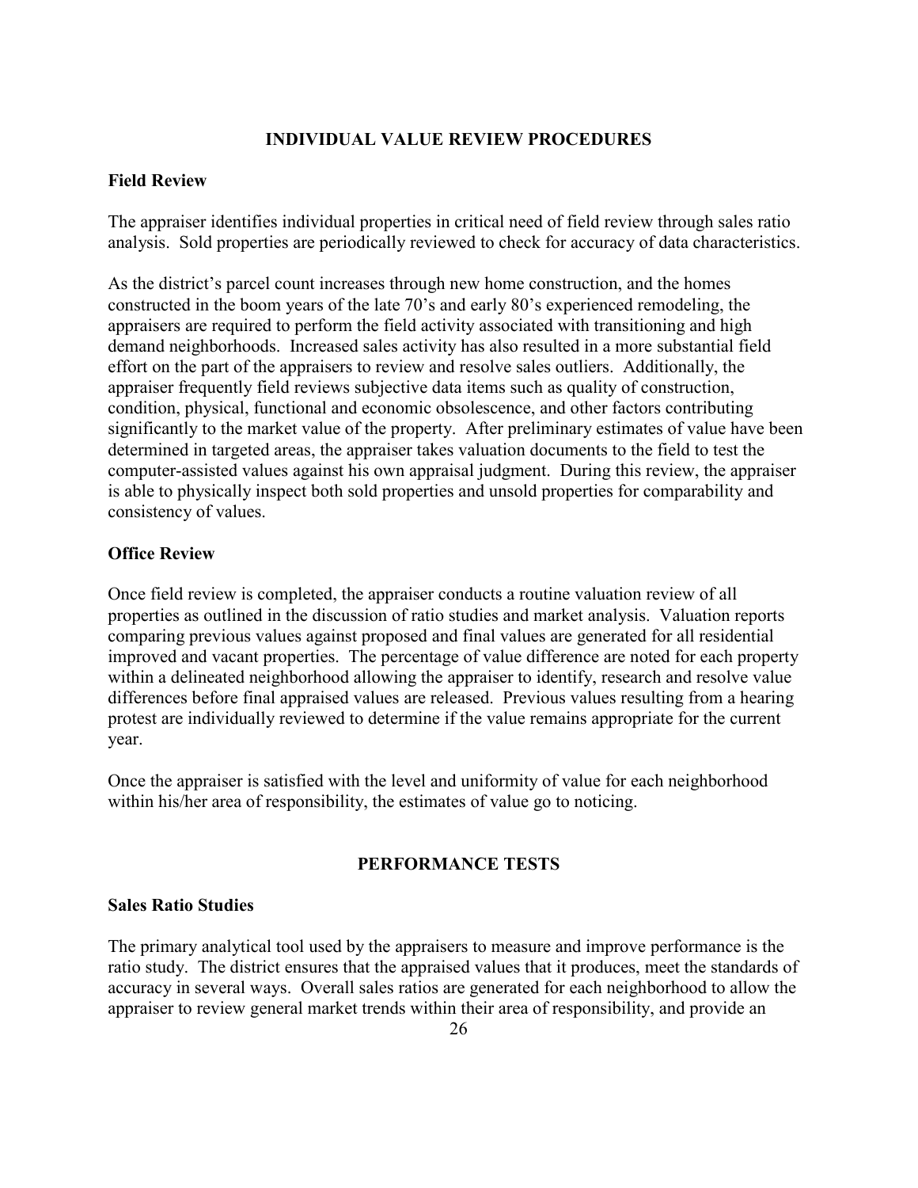## INDIVIDUAL VALUE REVIEW PROCEDURES

### Field Review

The appraiser identifies individual properties in critical need of field review through sales ratio analysis. Sold properties are periodically reviewed to check for accuracy of data characteristics.

As the district's parcel count increases through new home construction, and the homes constructed in the boom years of the late 70's and early 80's experienced remodeling, the appraisers are required to perform the field activity associated with transitioning and high demand neighborhoods. Increased sales activity has also resulted in a more substantial field effort on the part of the appraisers to review and resolve sales outliers. Additionally, the appraiser frequently field reviews subjective data items such as quality of construction, condition, physical, functional and economic obsolescence, and other factors contributing significantly to the market value of the property. After preliminary estimates of value have been determined in targeted areas, the appraiser takes valuation documents to the field to test the computer-assisted values against his own appraisal judgment. During this review, the appraiser is able to physically inspect both sold properties and unsold properties for comparability and consistency of values.

### Office Review

Once field review is completed, the appraiser conducts a routine valuation review of all properties as outlined in the discussion of ratio studies and market analysis. Valuation reports comparing previous values against proposed and final values are generated for all residential improved and vacant properties. The percentage of value difference are noted for each property within a delineated neighborhood allowing the appraiser to identify, research and resolve value differences before final appraised values are released. Previous values resulting from a hearing protest are individually reviewed to determine if the value remains appropriate for the current year.

Once the appraiser is satisfied with the level and uniformity of value for each neighborhood within his/her area of responsibility, the estimates of value go to noticing.

## PERFORMANCE TESTS

### Sales Ratio Studies

The primary analytical tool used by the appraisers to measure and improve performance is the ratio study. The district ensures that the appraised values that it produces, meet the standards of accuracy in several ways. Overall sales ratios are generated for each neighborhood to allow the appraiser to review general market trends within their area of responsibility, and provide an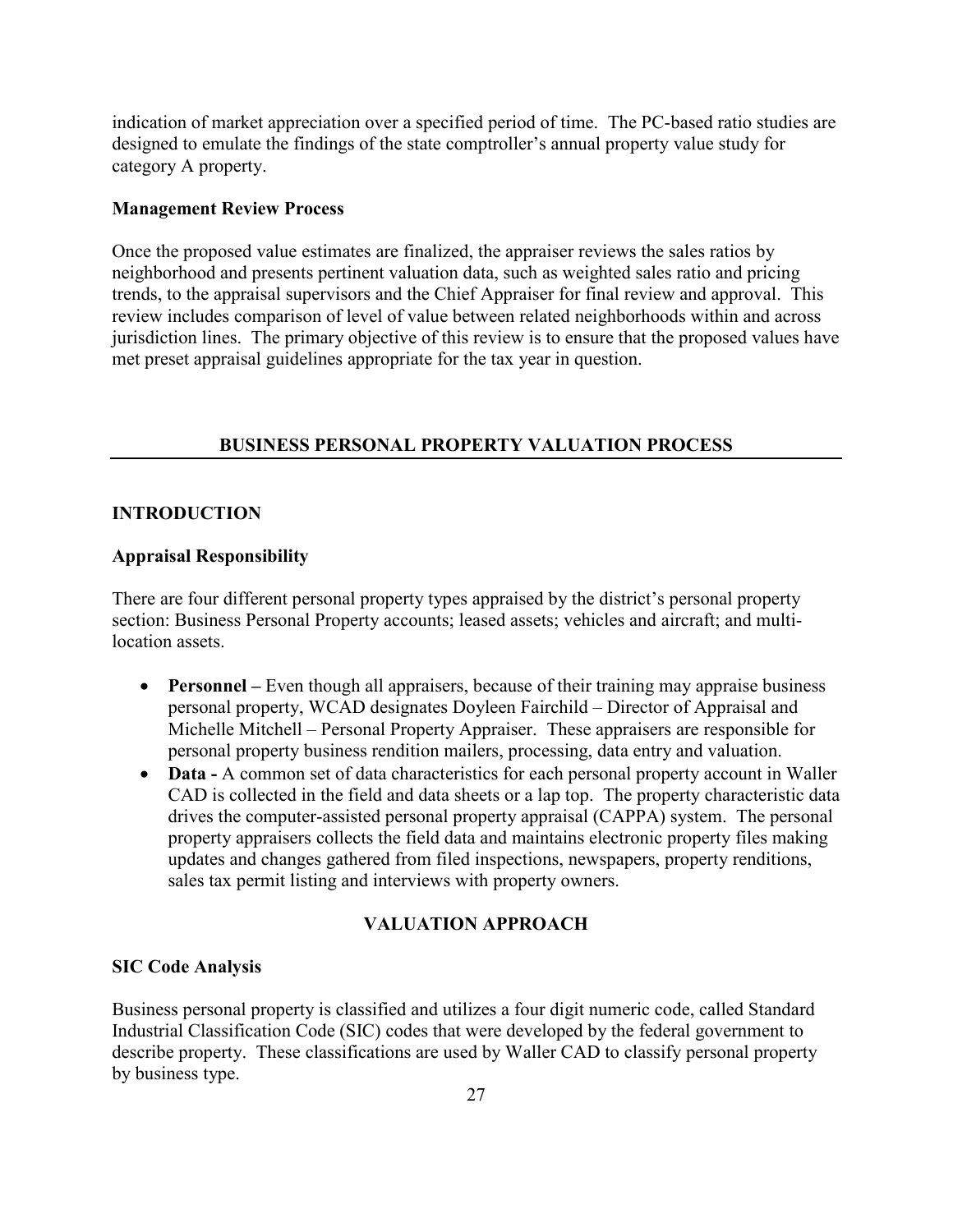indication of market appreciation over a specified period of time. The PC-based ratio studies are designed to emulate the findings of the state comptroller's annual property value study for category A property.

**Management Review Process**

Once the proposed value estimates are finalized, the appraiser reviews the sales ratios by neighborhood and presents pertinent valuation data, such as weighted sales ratio and pricing trends, to the appraisal supervisors and the Chief Appraiser for final review and approval. This review includes comparison of level of value between related neighborhoods within and across jurisdiction lines. The primary objective of this review is to ensure that the proposed values have met preset appraisal guidelines appropriate for the tax year in question.

## BUSINESS PERSONAL PROPERTY VALUATION PROCESS

### INTRODUCTION

**Appraisal Responsibility**

There are four different personal property types appraised by the district's personal property section: Business Personal Property accounts; leased assets; vehicles and aircraft; and multi-location assets.

- **Personnel –** Even though all appraisers, because of their training may appraise business personal property, WCAD designates Doyleen Fairchild – Director of Appraisal and Michelle Mitchell – Personal Property Appraiser. These appraisers are responsible for personal property business rendition mailers, processing, data entry and valuation.
- **Data -** A common set of data characteristics for each personal property account in Waller CAD is collected in the field and data sheets or a lap top. The property characteristic data drives the computer-assisted personal property appraisal (CAPPA) system. The personal property appraisers collects the field data and maintains electronic property files making updates and changes gathered from filed inspections, newspapers, property renditions, sales tax permit listing and interviews with property owners.

### VALUATION APPROACH

**SIC Code Analysis**

Business personal property is classified and utilizes a four digit numeric code, called Standard Industrial Classification Code (SIC) codes that were developed by the federal government to describe property. These classifications are used by Waller CAD to classify personal property by business type.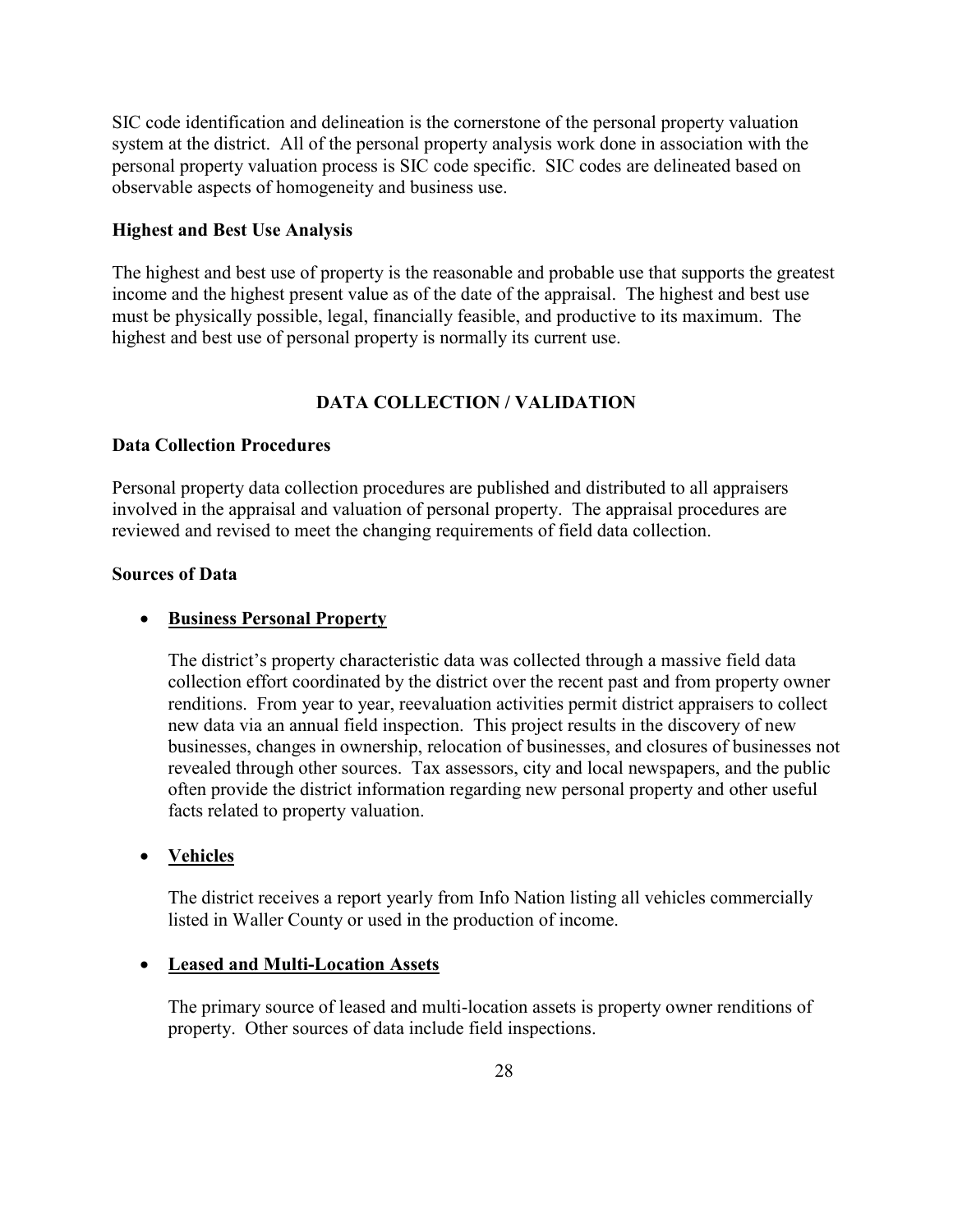SIC code identification and delineation is the cornerstone of the personal property valuation system at the district. All of the personal property analysis work done in association with the personal property valuation process is SIC code specific. SIC codes are delineated based on observable aspects of homogeneity and business use.

### Highest and Best Use Analysis

The highest and best use of property is the reasonable and probable use that supports the greatest income and the highest present value as of the date of the appraisal. The highest and best use must be physically possible, legal, financially feasible, and productive to its maximum. The highest and best use of personal property is normally its current use.

## DATA COLLECTION / VALIDATION

### Data Collection Procedures

Personal property data collection procedures are published and distributed to all appraisers involved in the appraisal and valuation of personal property. The appraisal procedures are reviewed and revised to meet the changing requirements of field data collection.

### Sources of Data

- **Business Personal Property**

  The district's property characteristic data was collected through a massive field data collection effort coordinated by the district over the recent past and from property owner renditions. From year to year, reevaluation activities permit district appraisers to collect new data via an annual field inspection. This project results in the discovery of new businesses, changes in ownership, relocation of businesses, and closures of businesses not revealed through other sources. Tax assessors, city and local newspapers, and the public often provide the district information regarding new personal property and other useful facts related to property valuation.

- **Vehicles**

  The district receives a report yearly from Info Nation listing all vehicles commercially listed in Waller County or used in the production of income.

- **Leased and Multi-Location Assets**

  The primary source of leased and multi-location assets is property owner renditions of property. Other sources of data include field inspections.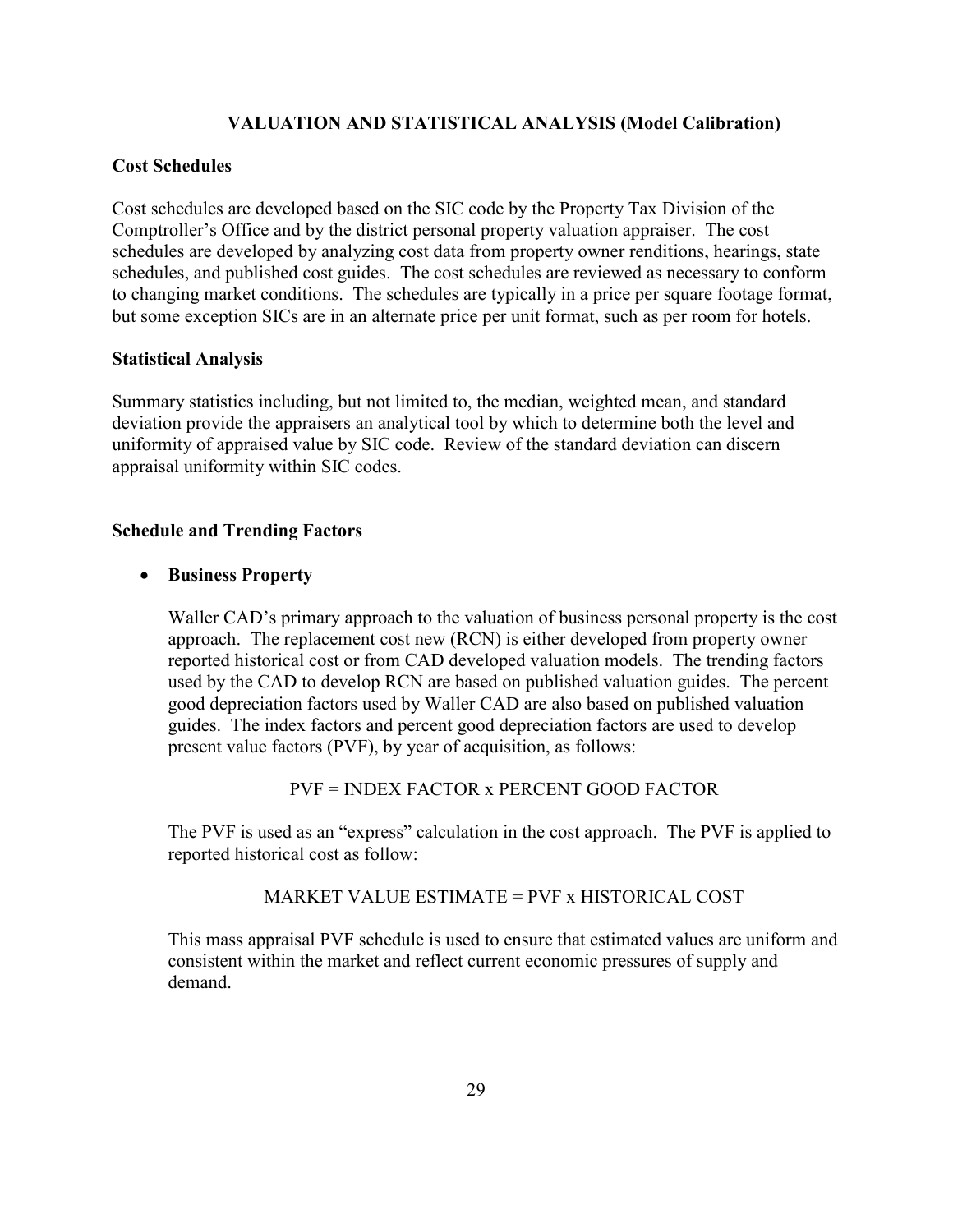## VALUATION AND STATISTICAL ANALYSIS (Model Calibration)

### Cost Schedules

Cost schedules are developed based on the SIC code by the Property Tax Division of the Comptroller's Office and by the district personal property valuation appraiser. The cost schedules are developed by analyzing cost data from property owner renditions, hearings, state schedules, and published cost guides. The cost schedules are reviewed as necessary to conform to changing market conditions. The schedules are typically in a price per square footage format, but some exception SICs are in an alternate price per unit format, such as per room for hotels.

### Statistical Analysis

Summary statistics including, but not limited to, the median, weighted mean, and standard deviation provide the appraisers an analytical tool by which to determine both the level and uniformity of appraised value by SIC code. Review of the standard deviation can discern appraisal uniformity within SIC codes.

### Schedule and Trending Factors

- **Business Property**

  Waller CAD's primary approach to the valuation of business personal property is the cost approach. The replacement cost new (RCN) is either developed from property owner reported historical cost or from CAD developed valuation models. The trending factors used by the CAD to develop RCN are based on published valuation guides. The percent good depreciation factors used by Waller CAD are also based on published valuation guides. The index factors and percent good depreciation factors are used to develop present value factors (PVF), by year of acquisition, as follows:

  PVF = INDEX FACTOR x PERCENT GOOD FACTOR

  The PVF is used as an "express" calculation in the cost approach. The PVF is applied to reported historical cost as follow:

  MARKET VALUE ESTIMATE = PVF x HISTORICAL COST

  This mass appraisal PVF schedule is used to ensure that estimated values are uniform and consistent within the market and reflect current economic pressures of supply and demand.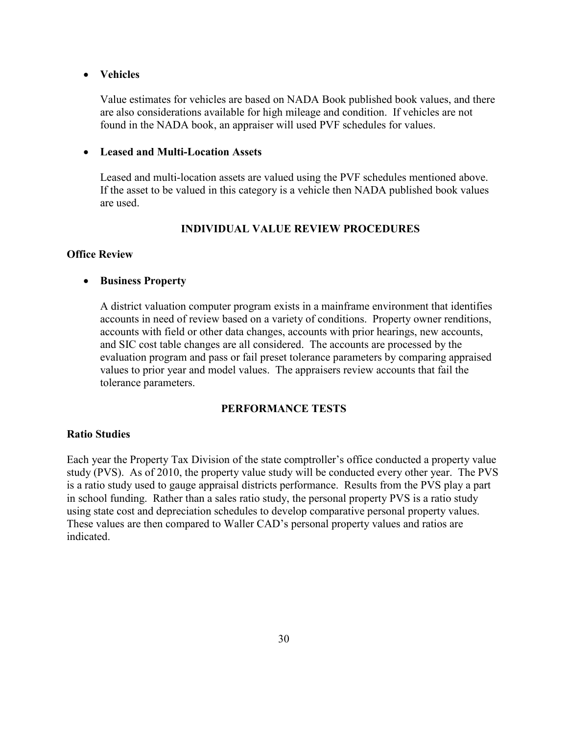- **Vehicles**

  Value estimates for vehicles are based on NADA Book published book values, and there are also considerations available for high mileage and condition. If vehicles are not found in the NADA book, an appraiser will used PVF schedules for values.

- **Leased and Multi-Location Assets**

  Leased and multi-location assets are valued using the PVF schedules mentioned above. If the asset to be valued in this category is a vehicle then NADA published book values are used.

## INDIVIDUAL VALUE REVIEW PROCEDURES

### Office Review

- **Business Property**

  A district valuation computer program exists in a mainframe environment that identifies accounts in need of review based on a variety of conditions. Property owner renditions, accounts with field or other data changes, accounts with prior hearings, new accounts, and SIC cost table changes are all considered. The accounts are processed by the evaluation program and pass or fail preset tolerance parameters by comparing appraised values to prior year and model values. The appraisers review accounts that fail the tolerance parameters.

## PERFORMANCE TESTS

### Ratio Studies

Each year the Property Tax Division of the state comptroller's office conducted a property value study (PVS). As of 2010, the property value study will be conducted every other year. The PVS is a ratio study used to gauge appraisal districts performance. Results from the PVS play a part in school funding. Rather than a sales ratio study, the personal property PVS is a ratio study using state cost and depreciation schedules to develop comparative personal property values. These values are then compared to Waller CAD's personal property values and ratios are indicated.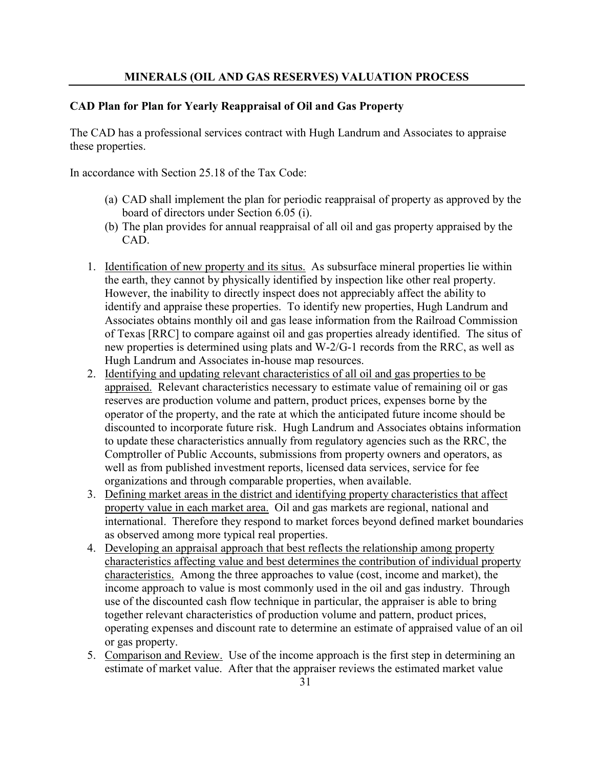## MINERALS (OIL AND GAS RESERVES) VALUATION PROCESS

**CAD Plan for Plan for Yearly Reappraisal of Oil and Gas Property**

The CAD has a professional services contract with Hugh Landrum and Associates to appraise these properties.

In accordance with Section 25.18 of the Tax Code:

(a) CAD shall implement the plan for periodic reappraisal of property as approved by the board of directors under Section 6.05 (i).
(b) The plan provides for annual reappraisal of all oil and gas property appraised by the CAD.

1. Identification of new property and its situs. As subsurface mineral properties lie within the earth, they cannot by physically identified by inspection like other real property. However, the inability to directly inspect does not appreciably affect the ability to identify and appraise these properties. To identify new properties, Hugh Landrum and Associates obtains monthly oil and gas lease information from the Railroad Commission of Texas [RRC] to compare against oil and gas properties already identified. The situs of new properties is determined using plats and W-2/G-1 records from the RRC, as well as Hugh Landrum and Associates in-house map resources.
2. Identifying and updating relevant characteristics of all oil and gas properties to be appraised. Relevant characteristics necessary to estimate value of remaining oil or gas reserves are production volume and pattern, product prices, expenses borne by the operator of the property, and the rate at which the anticipated future income should be discounted to incorporate future risk. Hugh Landrum and Associates obtains information to update these characteristics annually from regulatory agencies such as the RRC, the Comptroller of Public Accounts, submissions from property owners and operators, as well as from published investment reports, licensed data services, service for fee organizations and through comparable properties, when available.
3. Defining market areas in the district and identifying property characteristics that affect property value in each market area. Oil and gas markets are regional, national and international. Therefore they respond to market forces beyond defined market boundaries as observed among more typical real properties.
4. Developing an appraisal approach that best reflects the relationship among property characteristics affecting value and best determines the contribution of individual property characteristics. Among the three approaches to value (cost, income and market), the income approach to value is most commonly used in the oil and gas industry. Through use of the discounted cash flow technique in particular, the appraiser is able to bring together relevant characteristics of production volume and pattern, product prices, operating expenses and discount rate to determine an estimate of appraised value of an oil or gas property.
5. Comparison and Review. Use of the income approach is the first step in determining an estimate of market value. After that the appraiser reviews the estimated market value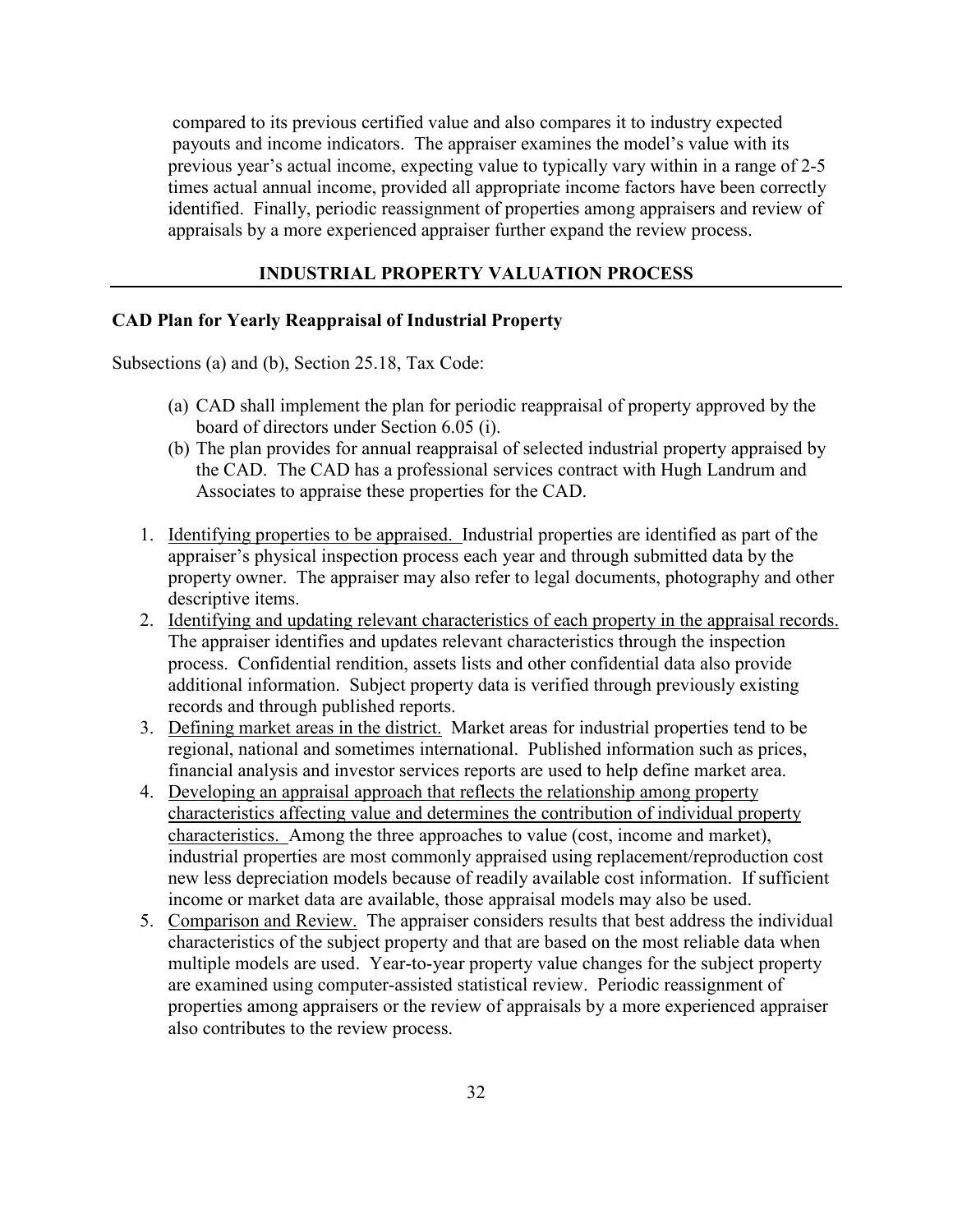compared to its previous certified value and also compares it to industry expected payouts and income indicators. The appraiser examines the model's value with its previous year's actual income, expecting value to typically vary within in a range of 2-5 times actual annual income, provided all appropriate income factors have been correctly identified. Finally, periodic reassignment of properties among appraisers and review of appraisals by a more experienced appraiser further expand the review process.

## INDUSTRIAL PROPERTY VALUATION PROCESS

### CAD Plan for Yearly Reappraisal of Industrial Property

Subsections (a) and (b), Section 25.18, Tax Code:

(a) CAD shall implement the plan for periodic reappraisal of property approved by the board of directors under Section 6.05 (i).
(b) The plan provides for annual reappraisal of selected industrial property appraised by the CAD. The CAD has a professional services contract with Hugh Landrum and Associates to appraise these properties for the CAD.

1. Identifying properties to be appraised. Industrial properties are identified as part of the appraiser's physical inspection process each year and through submitted data by the property owner. The appraiser may also refer to legal documents, photography and other descriptive items.
2. Identifying and updating relevant characteristics of each property in the appraisal records. The appraiser identifies and updates relevant characteristics through the inspection process. Confidential rendition, assets lists and other confidential data also provide additional information. Subject property data is verified through previously existing records and through published reports.
3. Defining market areas in the district. Market areas for industrial properties tend to be regional, national and sometimes international. Published information such as prices, financial analysis and investor services reports are used to help define market area.
4. Developing an appraisal approach that reflects the relationship among property characteristics affecting value and determines the contribution of individual property characteristics. Among the three approaches to value (cost, income and market), industrial properties are most commonly appraised using replacement/reproduction cost new less depreciation models because of readily available cost information. If sufficient income or market data are available, those appraisal models may also be used.
5. Comparison and Review. The appraiser considers results that best address the individual characteristics of the subject property and that are based on the most reliable data when multiple models are used. Year-to-year property value changes for the subject property are examined using computer-assisted statistical review. Periodic reassignment of properties among appraisers or the review of appraisals by a more experienced appraiser also contributes to the review process.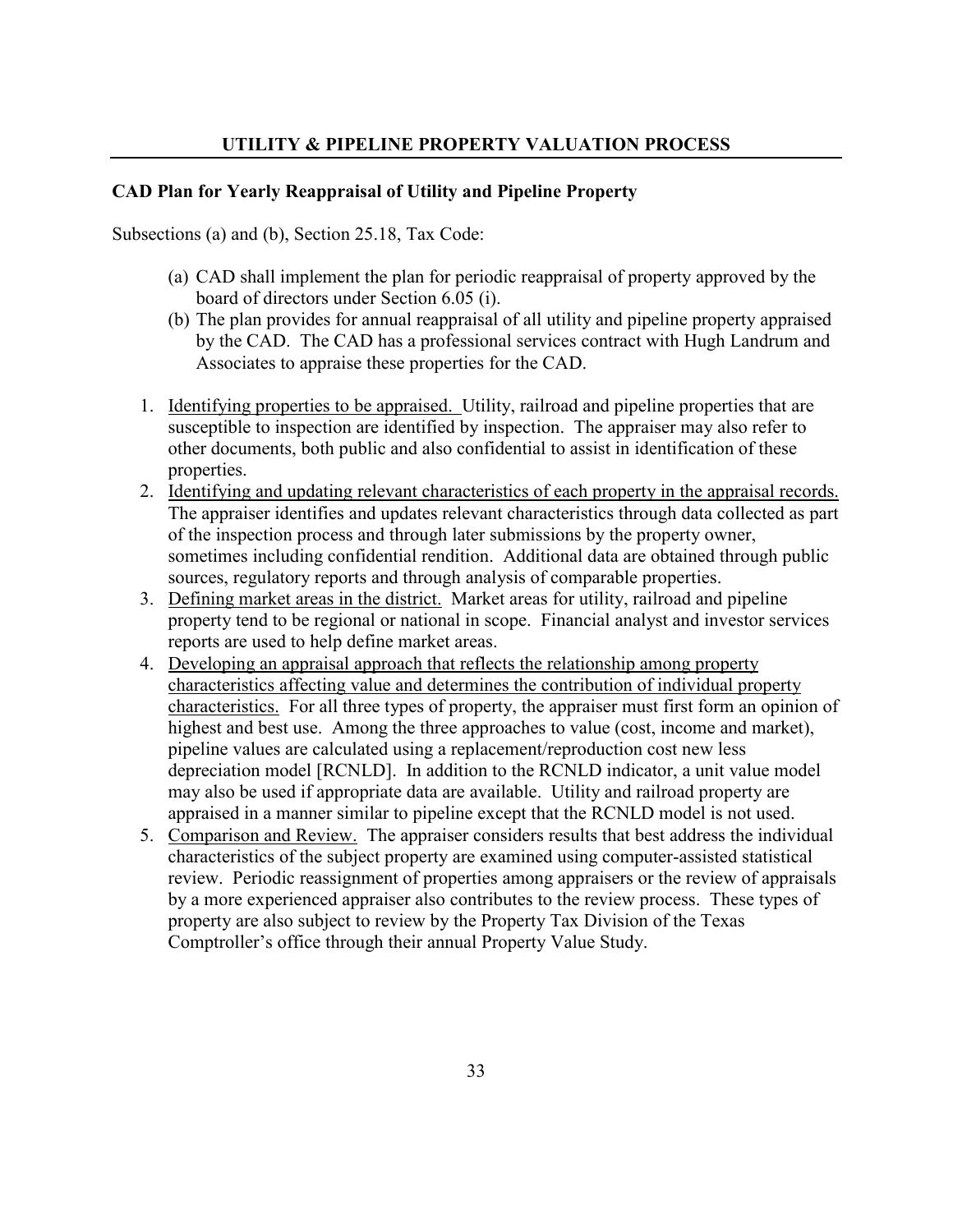## UTILITY & PIPELINE PROPERTY VALUATION PROCESS

**CAD Plan for Yearly Reappraisal of Utility and Pipeline Property**

Subsections (a) and (b), Section 25.18, Tax Code:

(a) CAD shall implement the plan for periodic reappraisal of property approved by the board of directors under Section 6.05 (i).

(b) The plan provides for annual reappraisal of all utility and pipeline property appraised by the CAD. The CAD has a professional services contract with Hugh Landrum and Associates to appraise these properties for the CAD.

1. Identifying properties to be appraised. Utility, railroad and pipeline properties that are susceptible to inspection are identified by inspection. The appraiser may also refer to other documents, both public and also confidential to assist in identification of these properties.
2. Identifying and updating relevant characteristics of each property in the appraisal records. The appraiser identifies and updates relevant characteristics through data collected as part of the inspection process and through later submissions by the property owner, sometimes including confidential rendition. Additional data are obtained through public sources, regulatory reports and through analysis of comparable properties.
3. Defining market areas in the district. Market areas for utility, railroad and pipeline property tend to be regional or national in scope. Financial analyst and investor services reports are used to help define market areas.
4. Developing an appraisal approach that reflects the relationship among property characteristics affecting value and determines the contribution of individual property characteristics. For all three types of property, the appraiser must first form an opinion of highest and best use. Among the three approaches to value (cost, income and market), pipeline values are calculated using a replacement/reproduction cost new less depreciation model [RCNLD]. In addition to the RCNLD indicator, a unit value model may also be used if appropriate data are available. Utility and railroad property are appraised in a manner similar to pipeline except that the RCNLD model is not used.
5. Comparison and Review. The appraiser considers results that best address the individual characteristics of the subject property are examined using computer-assisted statistical review. Periodic reassignment of properties among appraisers or the review of appraisals by a more experienced appraiser also contributes to the review process. These types of property are also subject to review by the Property Tax Division of the Texas Comptroller's office through their annual Property Value Study.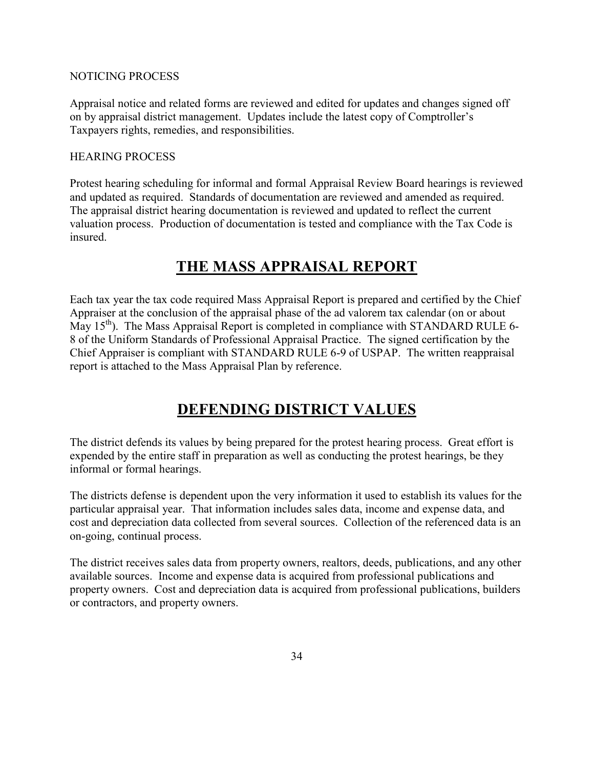NOTICING PROCESS

Appraisal notice and related forms are reviewed and edited for updates and changes signed off on by appraisal district management. Updates include the latest copy of Comptroller's Taxpayers rights, remedies, and responsibilities.

HEARING PROCESS

Protest hearing scheduling for informal and formal Appraisal Review Board hearings is reviewed and updated as required. Standards of documentation are reviewed and amended as required. The appraisal district hearing documentation is reviewed and updated to reflect the current valuation process. Production of documentation is tested and compliance with the Tax Code is insured.

# THE MASS APPRAISAL REPORT

Each tax year the tax code required Mass Appraisal Report is prepared and certified by the Chief Appraiser at the conclusion of the appraisal phase of the ad valorem tax calendar (on or about May 15th). The Mass Appraisal Report is completed in compliance with STANDARD RULE 6-8 of the Uniform Standards of Professional Appraisal Practice. The signed certification by the Chief Appraiser is compliant with STANDARD RULE 6-9 of USPAP. The written reappraisal report is attached to the Mass Appraisal Plan by reference.

# DEFENDING DISTRICT VALUES

The district defends its values by being prepared for the protest hearing process. Great effort is expended by the entire staff in preparation as well as conducting the protest hearings, be they informal or formal hearings.

The districts defense is dependent upon the very information it used to establish its values for the particular appraisal year. That information includes sales data, income and expense data, and cost and depreciation data collected from several sources. Collection of the referenced data is an on-going, continual process.

The district receives sales data from property owners, realtors, deeds, publications, and any other available sources. Income and expense data is acquired from professional publications and property owners. Cost and depreciation data is acquired from professional publications, builders or contractors, and property owners.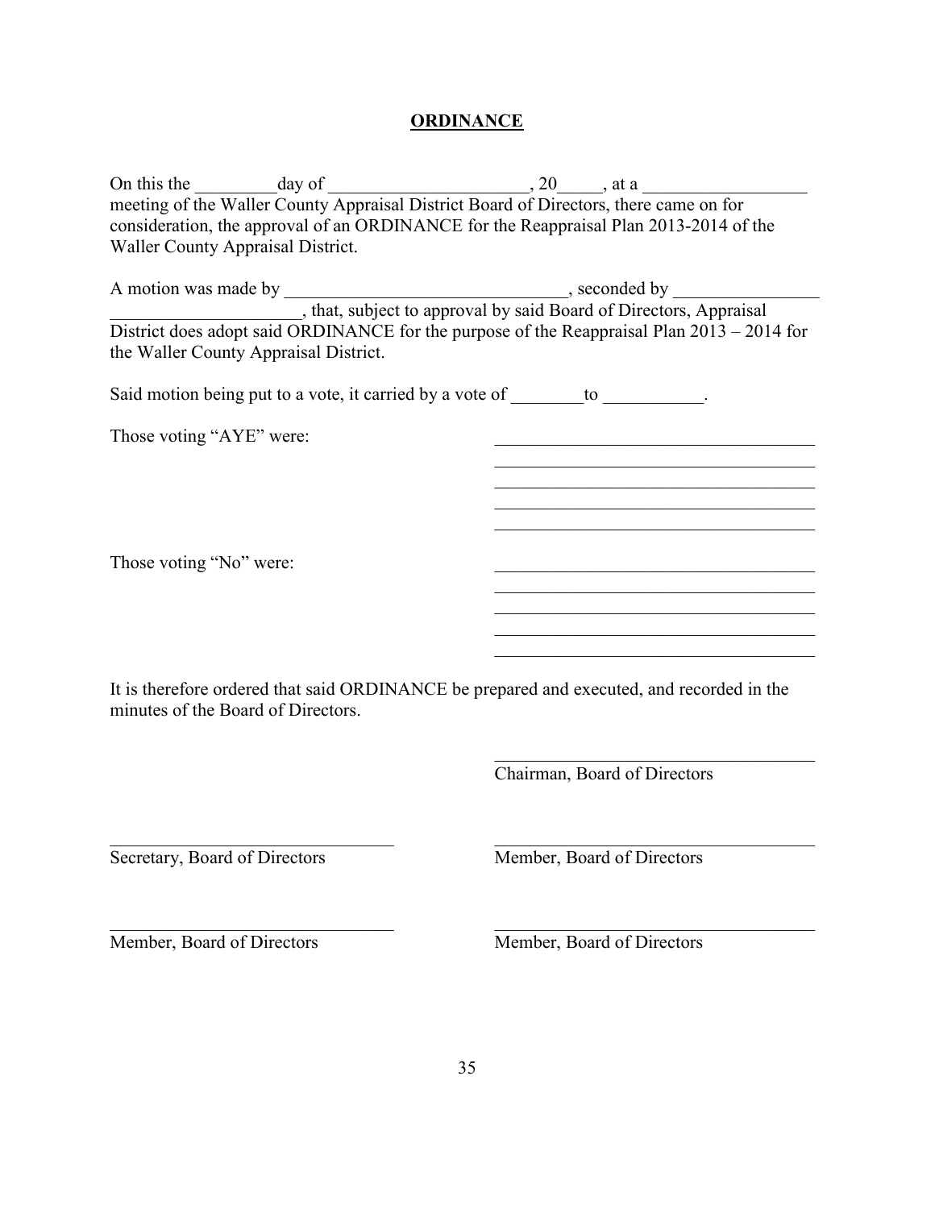# **ORDINANCE**

On this the _________day of ______________________, 20_____, at a __________________ meeting of the Waller County Appraisal District Board of Directors, there came on for consideration, the approval of an ORDINANCE for the Reappraisal Plan 2013-2014 of the Waller County Appraisal District.

A motion was made by _______________________________, seconded by ________________ _____________________, that, subject to approval by said Board of Directors, Appraisal District does adopt said ORDINANCE for the purpose of the Reappraisal Plan 2013 – 2014 for the Waller County Appraisal District.

Said motion being put to a vote, it carried by a vote of ________to ___________.

Those voting "AYE" were: 
____________________________________
____________________________________
____________________________________
____________________________________
____________________________________

Those voting "No" were: 
____________________________________
____________________________________
____________________________________
____________________________________
____________________________________

It is therefore ordered that said ORDINANCE be prepared and executed, and recorded in the minutes of the Board of Directors.

____________________________________
Chairman, Board of Directors

________________________________
Secretary, Board of Directors

____________________________________
Member, Board of Directors

________________________________
Member, Board of Directors

____________________________________
Member, Board of Directors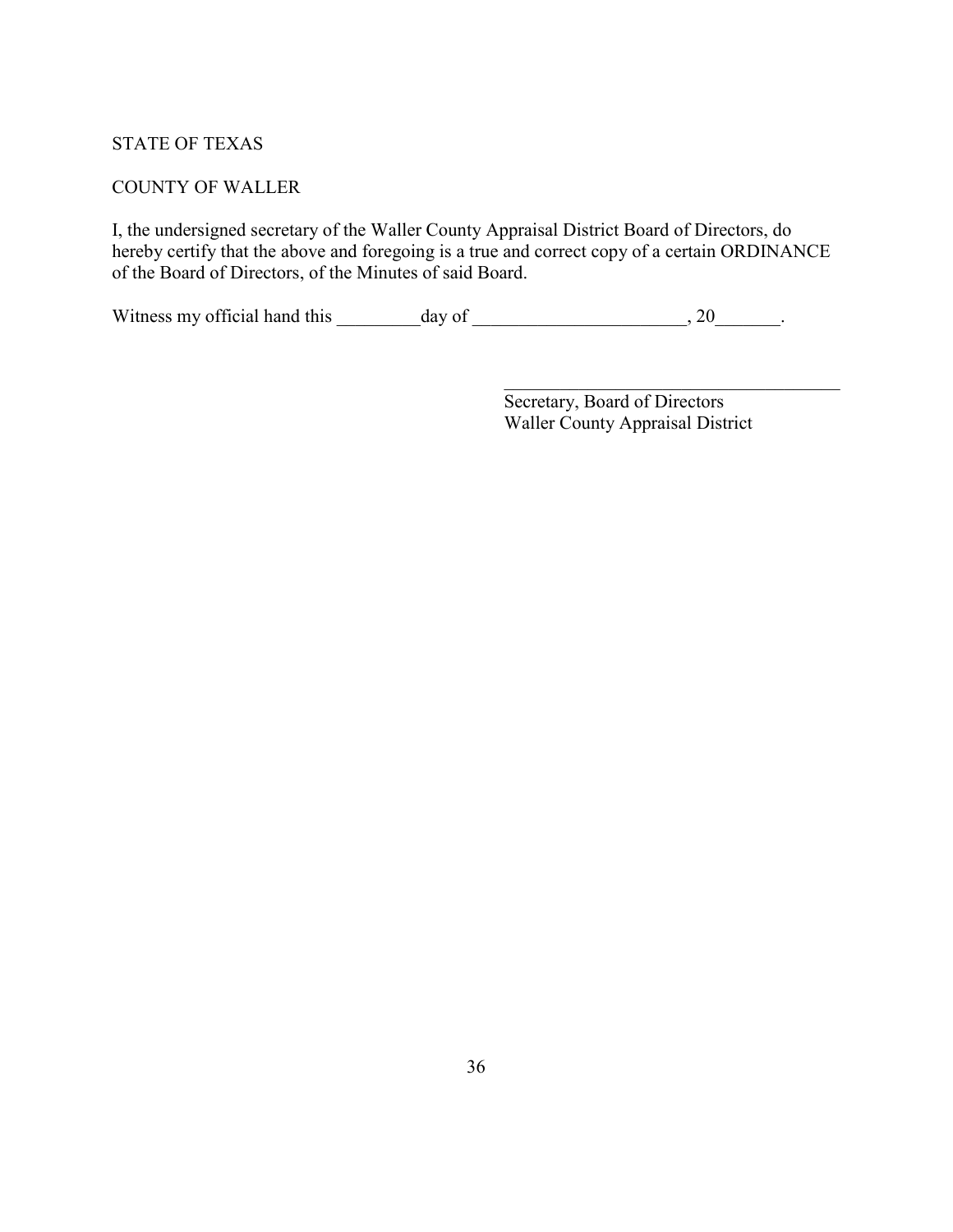STATE OF TEXAS

COUNTY OF WALLER

I, the undersigned secretary of the Waller County Appraisal District Board of Directors, do hereby certify that the above and foregoing is a true and correct copy of a certain ORDINANCE of the Board of Directors, of the Minutes of said Board.

Witness my official hand this _________day of _______________________, 20_______.

_____________________________________
Secretary, Board of Directors
Waller County Appraisal District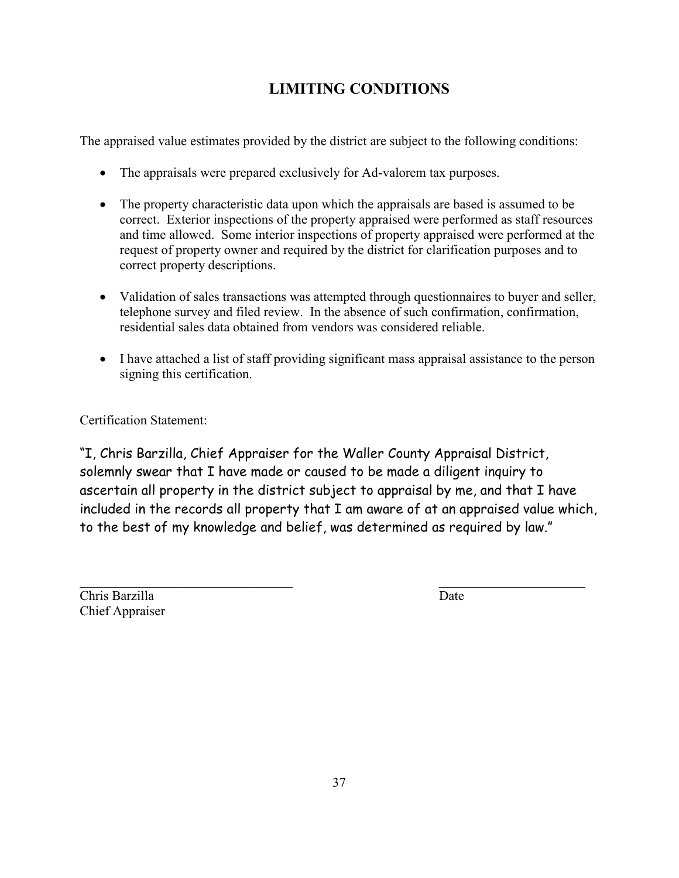# LIMITING CONDITIONS

The appraised value estimates provided by the district are subject to the following conditions:

- The appraisals were prepared exclusively for Ad-valorem tax purposes.
- The property characteristic data upon which the appraisals are based is assumed to be correct. Exterior inspections of the property appraised were performed as staff resources and time allowed. Some interior inspections of property appraised were performed at the request of property owner and required by the district for clarification purposes and to correct property descriptions.
- Validation of sales transactions was attempted through questionnaires to buyer and seller, telephone survey and filed review. In the absence of such confirmation, confirmation, residential sales data obtained from vendors was considered reliable.
- I have attached a list of staff providing significant mass appraisal assistance to the person signing this certification.

Certification Statement:

"I, Chris Barzilla, Chief Appraiser for the Waller County Appraisal District, solemnly swear that I have made or caused to be made a diligent inquiry to ascertain all property in the district subject to appraisal by me, and that I have included in the records all property that I am aware of at an appraised value which, to the best of my knowledge and belief, was determined as required by law."

\_\_\_\_\_\_\_\_\_\_\_\_\_\_\_\_\_\_\_\_\_\_\_\_\_\_\_\_\_\_\_\_ \_\_\_\_\_\_\_\_\_\_\_\_\_\_\_\_\_\_\_\_\_\_

Chris Barzilla Date
Chief Appraiser